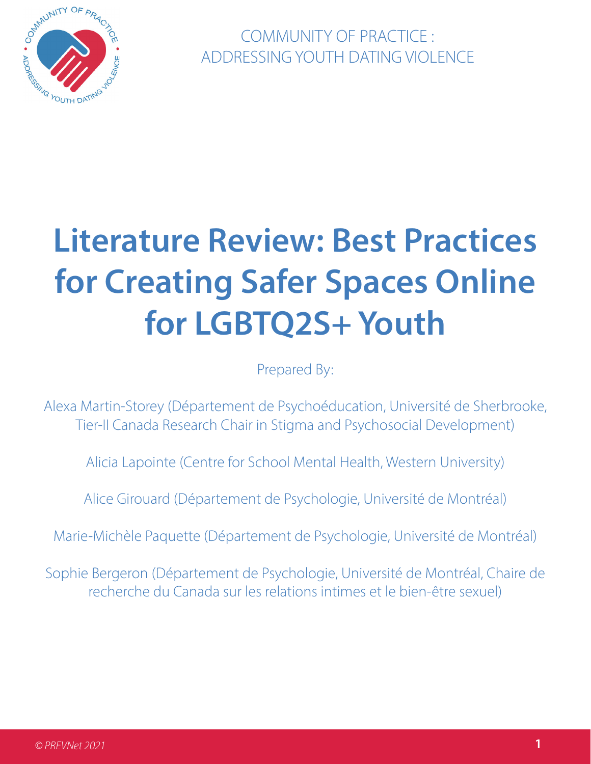COMMUNITY OF PRACTICE : ADDRESSING YOUTH DATING VIOLENCE

# Literature Review: Best Practices for Creating Safer Spaces Online for LGBTQ2S+ Youth

Prepared By:

Alexa Martin-Storey (Département de Psychoéducation, Université de Sherbrooke, Tier-II Canada Research Chair in Stigma and Psychosocial Development)

Alicia Lapointe (Centre for School Mental Health, Western University)

Alice Girouard (Département de Psychologie, Université de Montréal)

Marie-Michèle Paquette (Département de Psychologie, Université de Montréal)

Sophie Bergeron (Département de Psychologie, Université de Montréal, Chaire de recherche du Canada sur les relations intimes et le bien-être sexuel)

© PREVNet 2021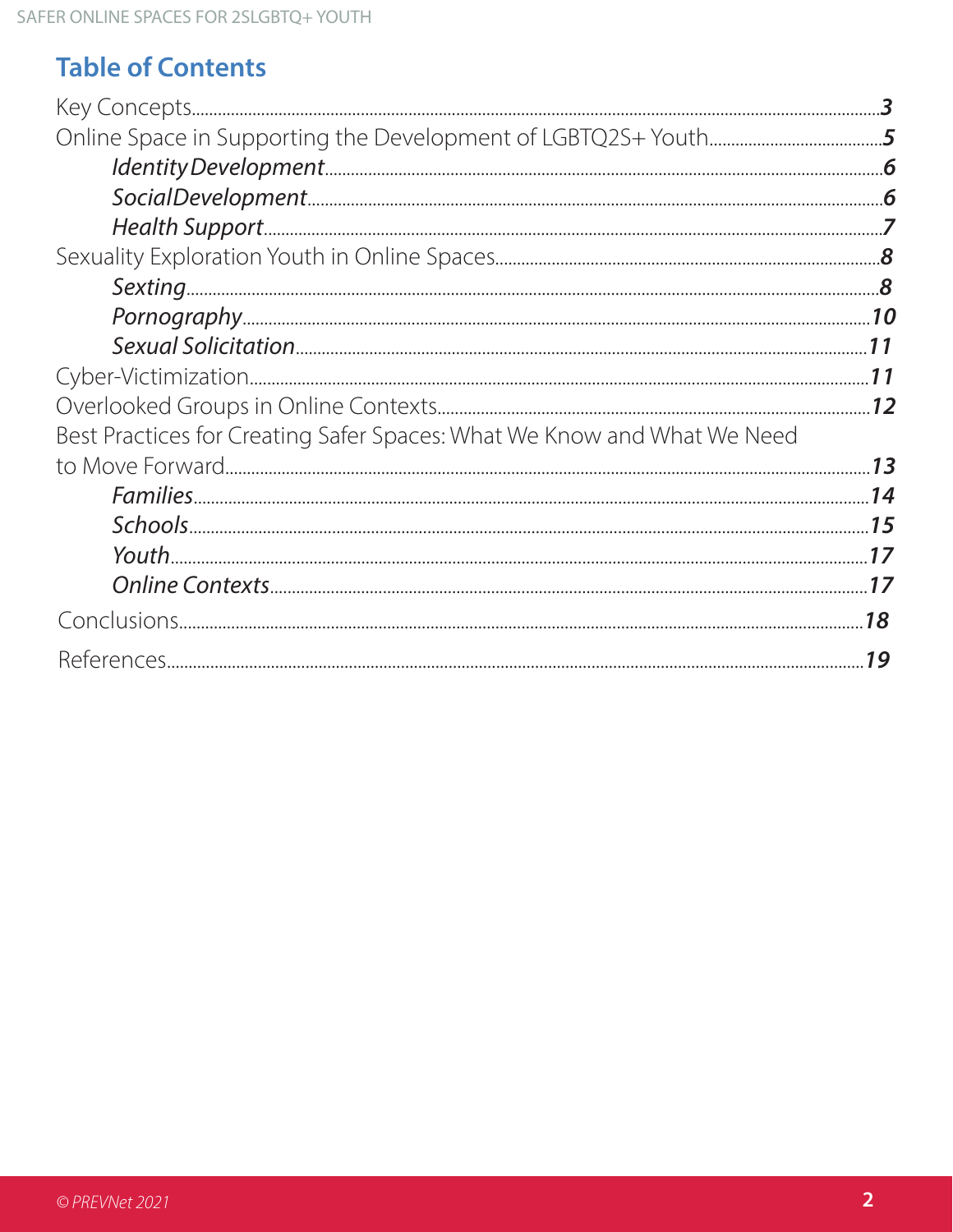## Table of Contents

Key Concepts...3
Online Space in Supporting the Development of LGBTQ2S+ Youth...5
- *Identity Development*...6
- *SocialDevelopment*...6
- *Health Support*...7

Sexuality Exploration Youth in Online Spaces...8
- *Sexting*...8
- *Pornography*...10
- *Sexual Solicitation*...11

Cyber-Victimization...11
Overlooked Groups in Online Contexts...12
Best Practices for Creating Safer Spaces: What We Know and What We Need to Move Forward...13
- *Families*...14
- *Schools*...15
- *Youth*...17
- *Online Contexts*...17

Conclusions...18
References...19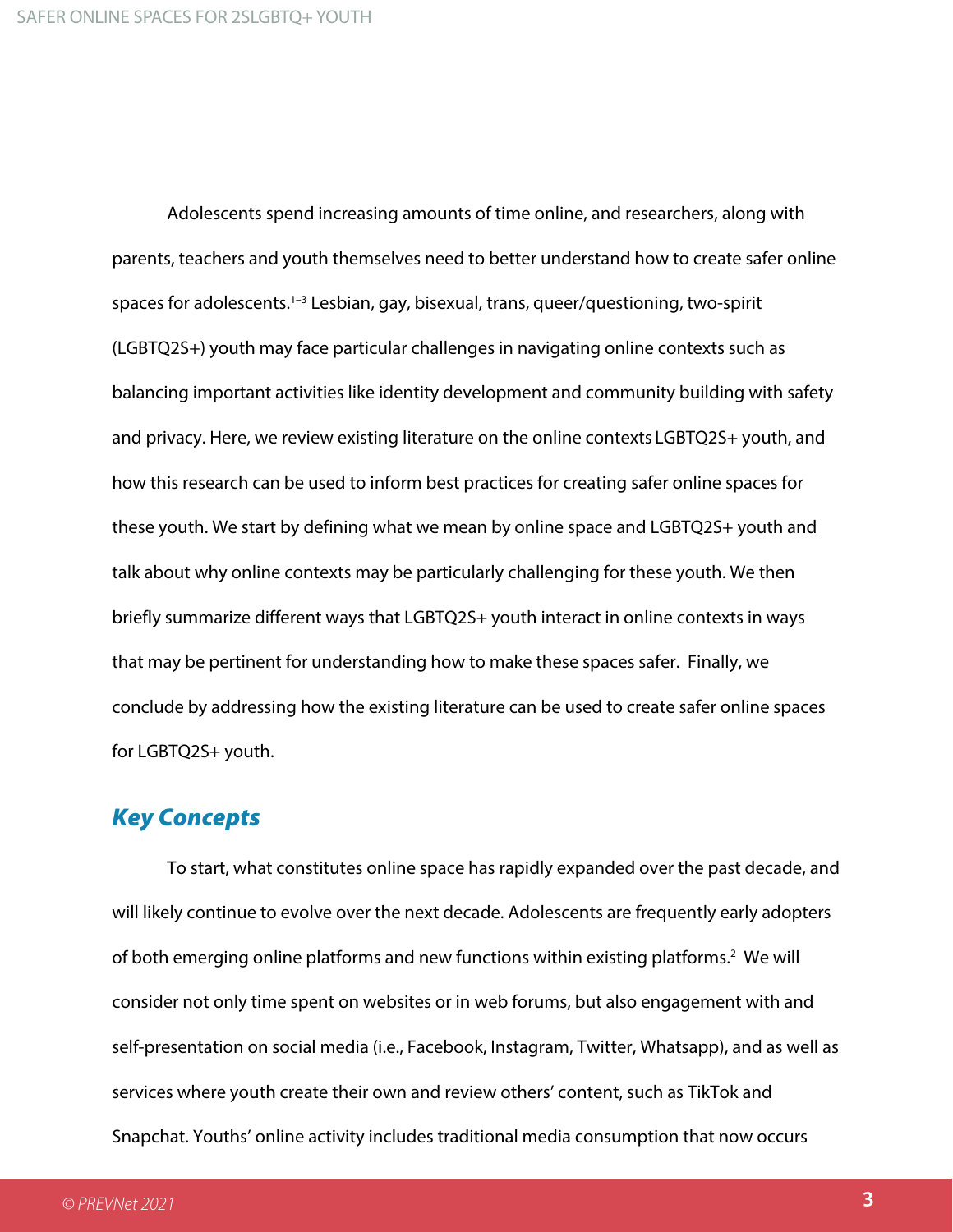Adolescents spend increasing amounts of time online, and researchers, along with parents, teachers and youth themselves need to better understand how to create safer online spaces for adolescents.[1–3] Lesbian, gay, bisexual, trans, queer/questioning, two-spirit (LGBTQ2S+) youth may face particular challenges in navigating online contexts such as balancing important activities like identity development and community building with safety and privacy. Here, we review existing literature on the online contexts LGBTQ2S+ youth, and how this research can be used to inform best practices for creating safer online spaces for these youth. We start by defining what we mean by online space and LGBTQ2S+ youth and talk about why online contexts may be particularly challenging for these youth. We then briefly summarize different ways that LGBTQ2S+ youth interact in online contexts in ways that may be pertinent for understanding how to make these spaces safer. Finally, we conclude by addressing how the existing literature can be used to create safer online spaces for LGBTQ2S+ youth.

## *Key Concepts*

To start, what constitutes online space has rapidly expanded over the past decade, and will likely continue to evolve over the next decade. Adolescents are frequently early adopters of both emerging online platforms and new functions within existing platforms.[2] We will consider not only time spent on websites or in web forums, but also engagement with and self-presentation on social media (i.e., Facebook, Instagram, Twitter, Whatsapp), and as well as services where youth create their own and review others' content, such as TikTok and Snapchat. Youths' online activity includes traditional media consumption that now occurs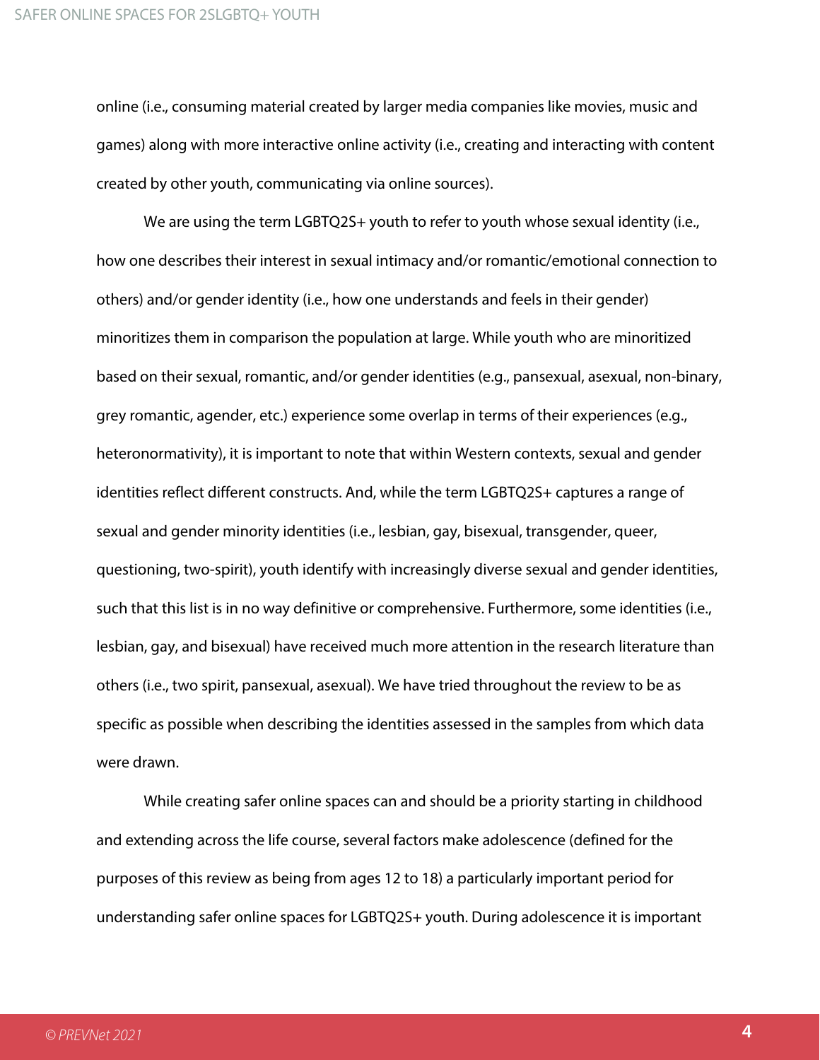online (i.e., consuming material created by larger media companies like movies, music and games) along with more interactive online activity (i.e., creating and interacting with content created by other youth, communicating via online sources).

We are using the term LGBTQ2S+ youth to refer to youth whose sexual identity (i.e., how one describes their interest in sexual intimacy and/or romantic/emotional connection to others) and/or gender identity (i.e., how one understands and feels in their gender) minoritizes them in comparison the population at large. While youth who are minoritized based on their sexual, romantic, and/or gender identities (e.g., pansexual, asexual, non-binary, grey romantic, agender, etc.) experience some overlap in terms of their experiences (e.g., heteronormativity), it is important to note that within Western contexts, sexual and gender identities reflect different constructs. And, while the term LGBTQ2S+ captures a range of sexual and gender minority identities (i.e., lesbian, gay, bisexual, transgender, queer, questioning, two-spirit), youth identify with increasingly diverse sexual and gender identities, such that this list is in no way definitive or comprehensive. Furthermore, some identities (i.e., lesbian, gay, and bisexual) have received much more attention in the research literature than others (i.e., two spirit, pansexual, asexual). We have tried throughout the review to be as specific as possible when describing the identities assessed in the samples from which data were drawn.

While creating safer online spaces can and should be a priority starting in childhood and extending across the life course, several factors make adolescence (defined for the purposes of this review as being from ages 12 to 18) a particularly important period for understanding safer online spaces for LGBTQ2S+ youth. During adolescence it is important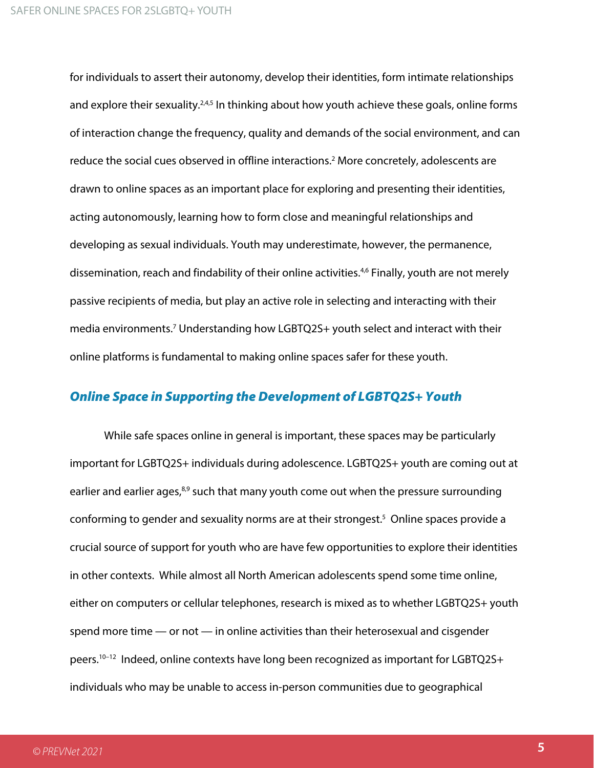for individuals to assert their autonomy, develop their identities, form intimate relationships and explore their sexuality.[2,4,5] In thinking about how youth achieve these goals, online forms of interaction change the frequency, quality and demands of the social environment, and can reduce the social cues observed in offline interactions.[2] More concretely, adolescents are drawn to online spaces as an important place for exploring and presenting their identities, acting autonomously, learning how to form close and meaningful relationships and developing as sexual individuals. Youth may underestimate, however, the permanence, dissemination, reach and findability of their online activities.[4,6] Finally, youth are not merely passive recipients of media, but play an active role in selecting and interacting with their media environments.[7] Understanding how LGBTQ2S+ youth select and interact with their online platforms is fundamental to making online spaces safer for these youth.

### *Online Space in Supporting the Development of LGBTQ2S+ Youth*

While safe spaces online in general is important, these spaces may be particularly important for LGBTQ2S+ individuals during adolescence. LGBTQ2S+ youth are coming out at earlier and earlier ages,[8,9] such that many youth come out when the pressure surrounding conforming to gender and sexuality norms are at their strongest.[5] Online spaces provide a crucial source of support for youth who are have few opportunities to explore their identities in other contexts. While almost all North American adolescents spend some time online, either on computers or cellular telephones, research is mixed as to whether LGBTQ2S+ youth spend more time — or not — in online activities than their heterosexual and cisgender peers.[10–12] Indeed, online contexts have long been recognized as important for LGBTQ2S+ individuals who may be unable to access in-person communities due to geographical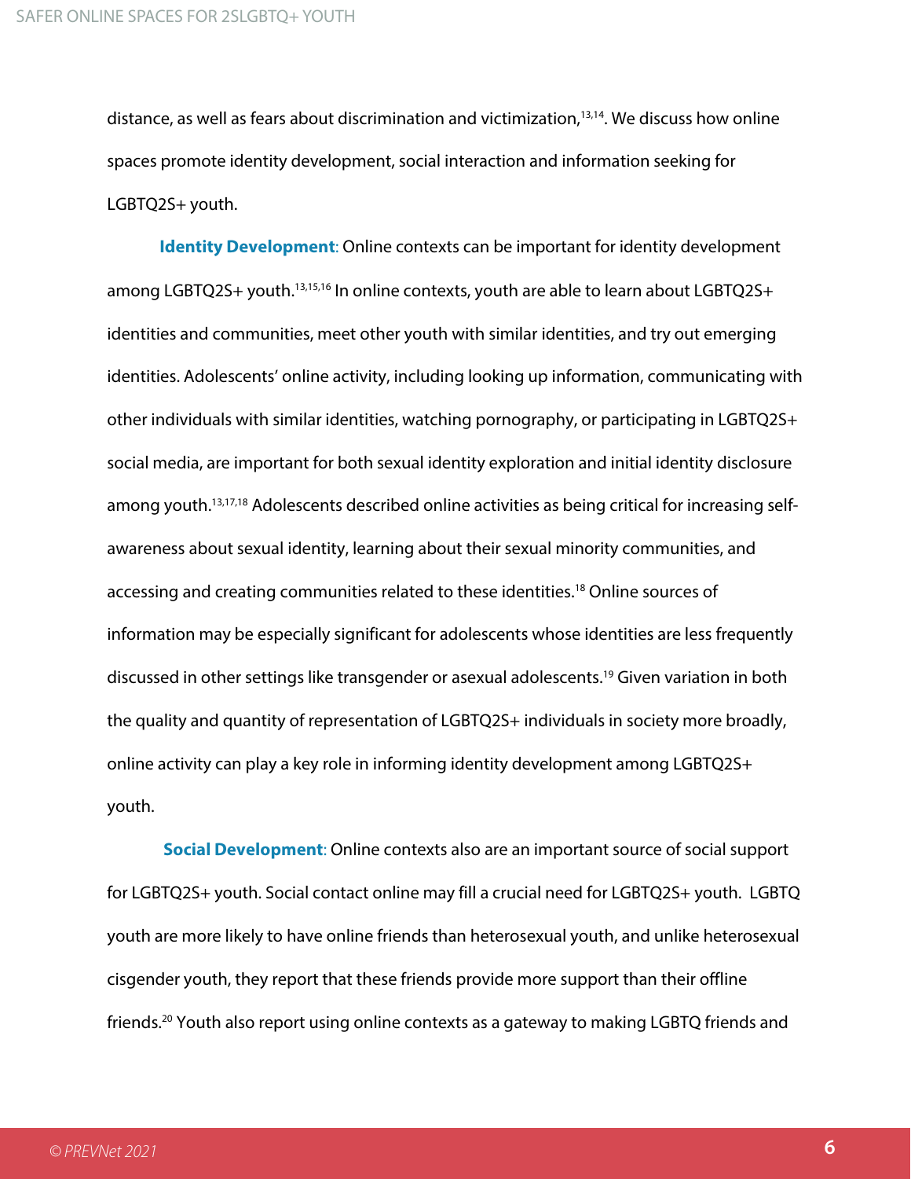distance, as well as fears about discrimination and victimization,[13,14]. We discuss how online spaces promote identity development, social interaction and information seeking for LGBTQ2S+ youth.

**Identity Development**: Online contexts can be important for identity development among LGBTQ2S+ youth.[13,15,16] In online contexts, youth are able to learn about LGBTQ2S+ identities and communities, meet other youth with similar identities, and try out emerging identities. Adolescents' online activity, including looking up information, communicating with other individuals with similar identities, watching pornography, or participating in LGBTQ2S+ social media, are important for both sexual identity exploration and initial identity disclosure among youth.[13,17,18] Adolescents described online activities as being critical for increasing self-awareness about sexual identity, learning about their sexual minority communities, and accessing and creating communities related to these identities.[18] Online sources of information may be especially significant for adolescents whose identities are less frequently discussed in other settings like transgender or asexual adolescents.[19] Given variation in both the quality and quantity of representation of LGBTQ2S+ individuals in society more broadly, online activity can play a key role in informing identity development among LGBTQ2S+ youth.

**Social Development**: Online contexts also are an important source of social support for LGBTQ2S+ youth. Social contact online may fill a crucial need for LGBTQ2S+ youth. LGBTQ youth are more likely to have online friends than heterosexual youth, and unlike heterosexual cisgender youth, they report that these friends provide more support than their offline friends.[20] Youth also report using online contexts as a gateway to making LGBTQ friends and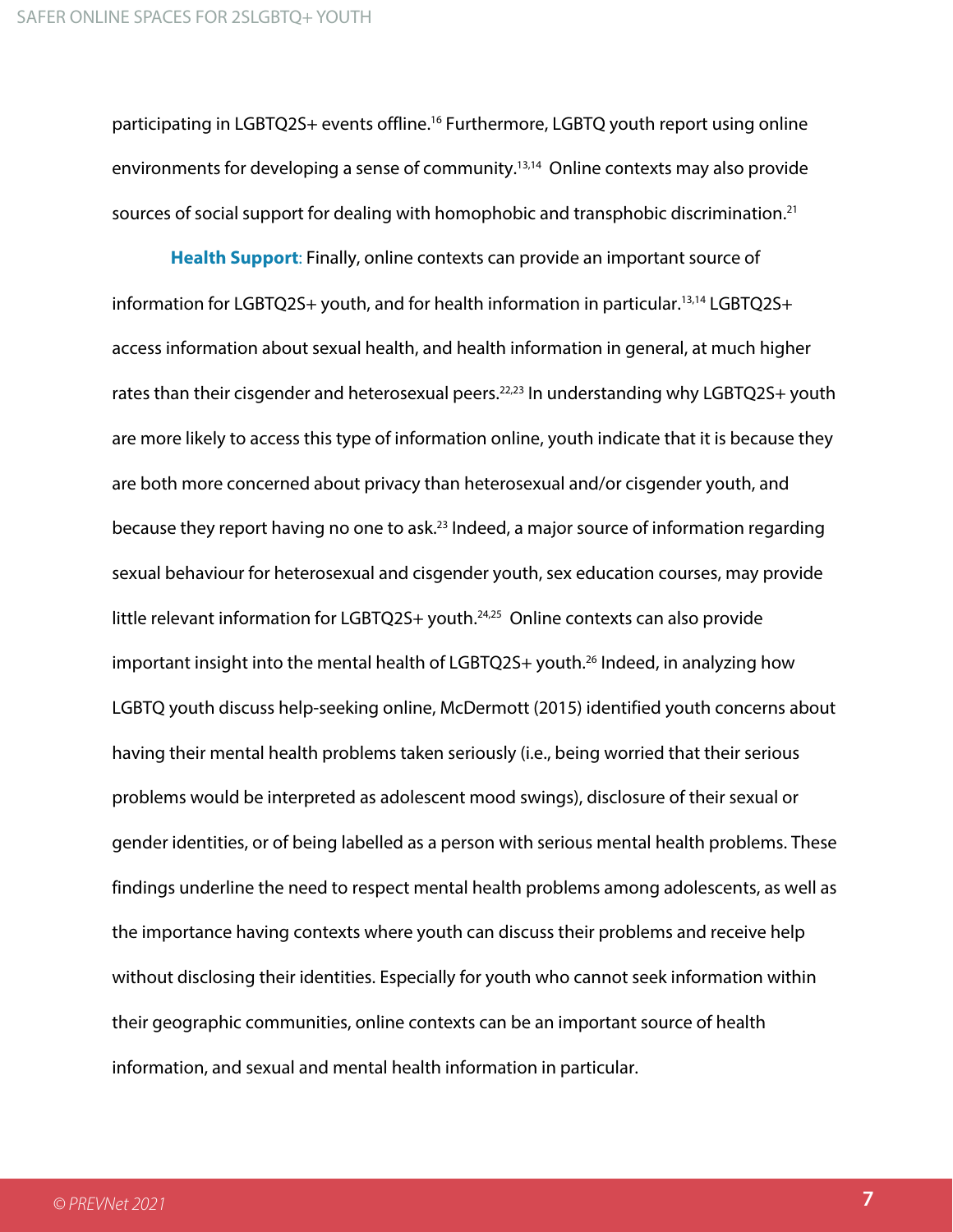participating in LGBTQ2S+ events offline.[16] Furthermore, LGBTQ youth report using online environments for developing a sense of community.[13,14] Online contexts may also provide sources of social support for dealing with homophobic and transphobic discrimination.[21]

**Health Support:** Finally, online contexts can provide an important source of information for LGBTQ2S+ youth, and for health information in particular.[13,14] LGBTQ2S+ access information about sexual health, and health information in general, at much higher rates than their cisgender and heterosexual peers.[22,23] In understanding why LGBTQ2S+ youth are more likely to access this type of information online, youth indicate that it is because they are both more concerned about privacy than heterosexual and/or cisgender youth, and because they report having no one to ask.[23] Indeed, a major source of information regarding sexual behaviour for heterosexual and cisgender youth, sex education courses, may provide little relevant information for LGBTQ2S+ youth.[24,25] Online contexts can also provide important insight into the mental health of LGBTQ2S+ youth.[26] Indeed, in analyzing how LGBTQ youth discuss help-seeking online, McDermott (2015) identified youth concerns about having their mental health problems taken seriously (i.e., being worried that their serious problems would be interpreted as adolescent mood swings), disclosure of their sexual or gender identities, or of being labelled as a person with serious mental health problems. These findings underline the need to respect mental health problems among adolescents, as well as the importance having contexts where youth can discuss their problems and receive help without disclosing their identities. Especially for youth who cannot seek information within their geographic communities, online contexts can be an important source of health information, and sexual and mental health information in particular.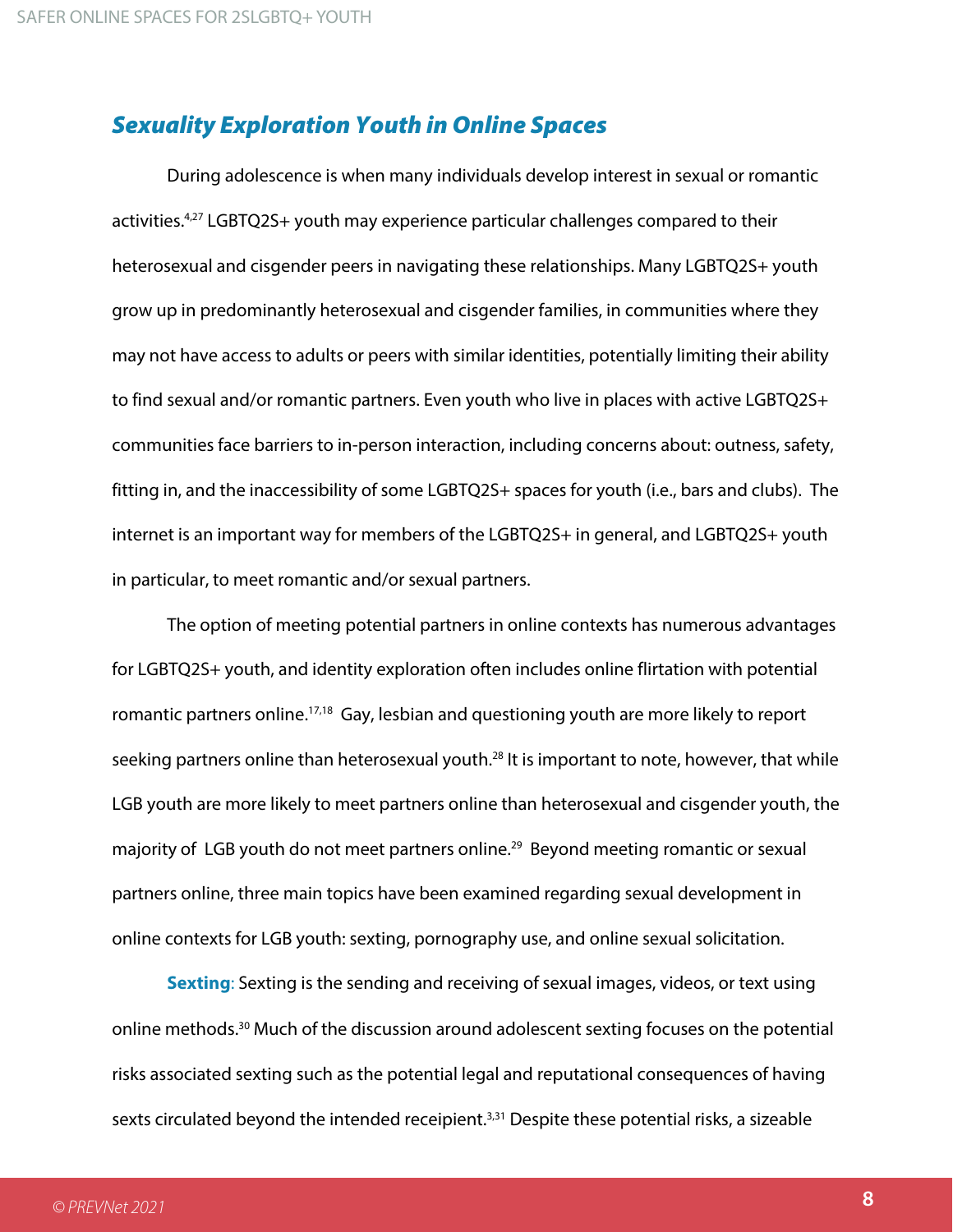## *Sexuality Exploration Youth in Online Spaces*

During adolescence is when many individuals develop interest in sexual or romantic activities.[4,27] LGBTQ2S+ youth may experience particular challenges compared to their heterosexual and cisgender peers in navigating these relationships. Many LGBTQ2S+ youth grow up in predominantly heterosexual and cisgender families, in communities where they may not have access to adults or peers with similar identities, potentially limiting their ability to find sexual and/or romantic partners. Even youth who live in places with active LGBTQ2S+ communities face barriers to in-person interaction, including concerns about: outness, safety, fitting in, and the inaccessibility of some LGBTQ2S+ spaces for youth (i.e., bars and clubs). The internet is an important way for members of the LGBTQ2S+ in general, and LGBTQ2S+ youth in particular, to meet romantic and/or sexual partners.

The option of meeting potential partners in online contexts has numerous advantages for LGBTQ2S+ youth, and identity exploration often includes online flirtation with potential romantic partners online.[17,18] Gay, lesbian and questioning youth are more likely to report seeking partners online than heterosexual youth.[28] It is important to note, however, that while LGB youth are more likely to meet partners online than heterosexual and cisgender youth, the majority of LGB youth do not meet partners online.[29] Beyond meeting romantic or sexual partners online, three main topics have been examined regarding sexual development in online contexts for LGB youth: sexting, pornography use, and online sexual solicitation.

**Sexting**: Sexting is the sending and receiving of sexual images, videos, or text using online methods.[30] Much of the discussion around adolescent sexting focuses on the potential risks associated sexting such as the potential legal and reputational consequences of having sexts circulated beyond the intended receipient.[3,31] Despite these potential risks, a sizeable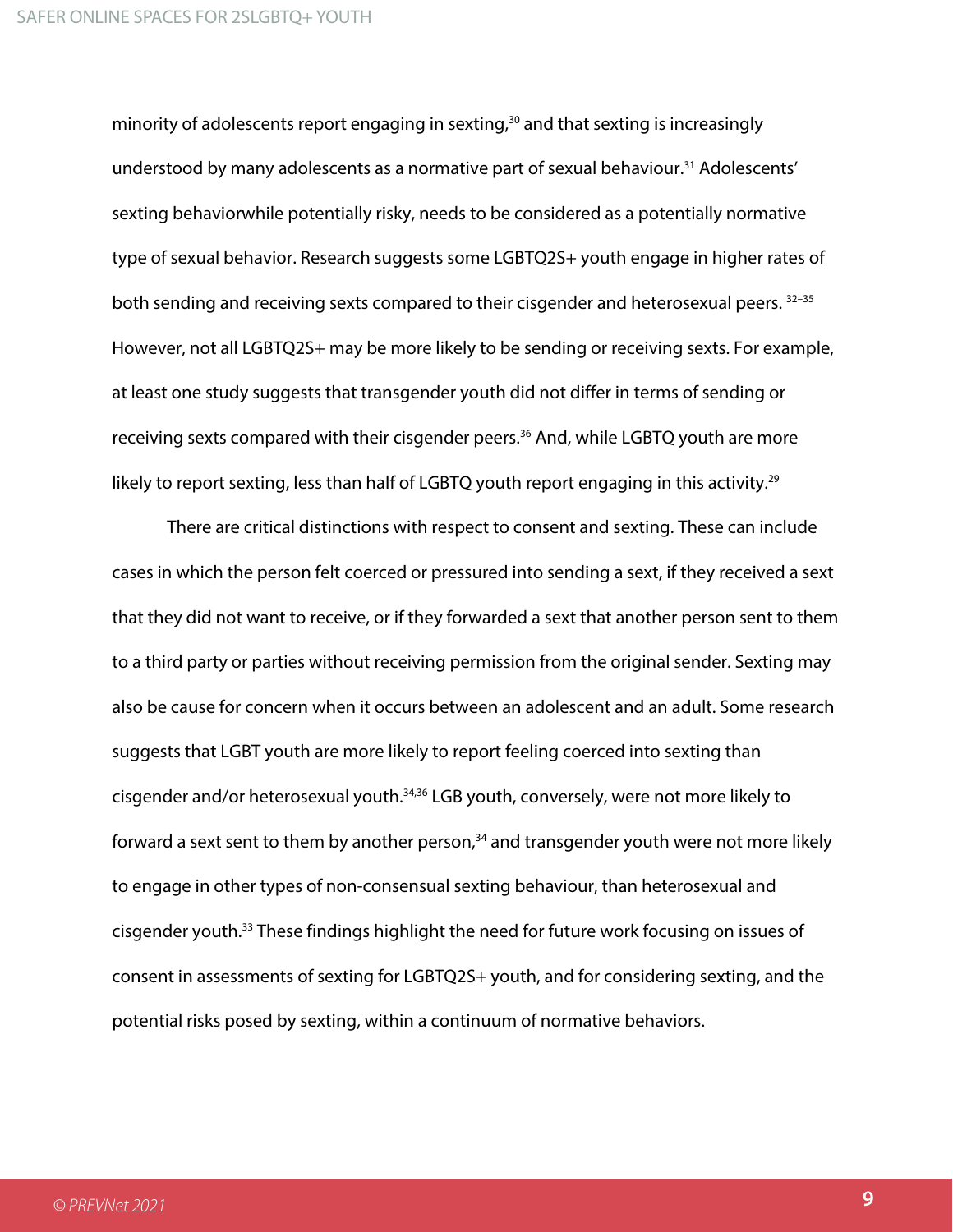minority of adolescents report engaging in sexting,[30] and that sexting is increasingly understood by many adolescents as a normative part of sexual behaviour.[31] Adolescents' sexting behaviorwhile potentially risky, needs to be considered as a potentially normative type of sexual behavior. Research suggests some LGBTQ2S+ youth engage in higher rates of both sending and receiving sexts compared to their cisgender and heterosexual peers. [32–35] However, not all LGBTQ2S+ may be more likely to be sending or receiving sexts. For example, at least one study suggests that transgender youth did not differ in terms of sending or receiving sexts compared with their cisgender peers.[36] And, while LGBTQ youth are more likely to report sexting, less than half of LGBTQ youth report engaging in this activity.[29]

There are critical distinctions with respect to consent and sexting. These can include cases in which the person felt coerced or pressured into sending a sext, if they received a sext that they did not want to receive, or if they forwarded a sext that another person sent to them to a third party or parties without receiving permission from the original sender. Sexting may also be cause for concern when it occurs between an adolescent and an adult. Some research suggests that LGBT youth are more likely to report feeling coerced into sexting than cisgender and/or heterosexual youth.[34,36] LGB youth, conversely, were not more likely to forward a sext sent to them by another person,[34] and transgender youth were not more likely to engage in other types of non-consensual sexting behaviour, than heterosexual and cisgender youth.[33] These findings highlight the need for future work focusing on issues of consent in assessments of sexting for LGBTQ2S+ youth, and for considering sexting, and the potential risks posed by sexting, within a continuum of normative behaviors.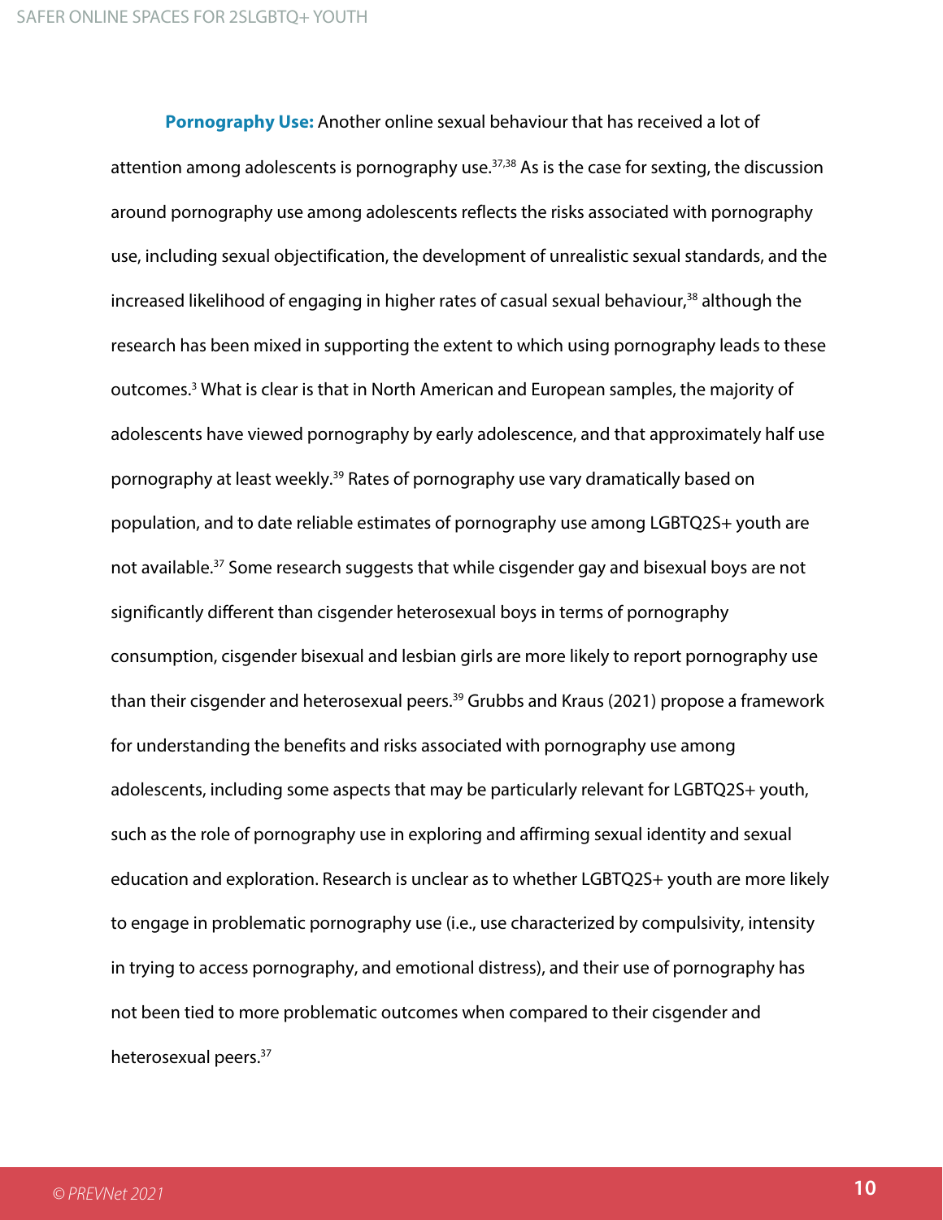**Pornography Use:** Another online sexual behaviour that has received a lot of attention among adolescents is pornography use.[37,38] As is the case for sexting, the discussion around pornography use among adolescents reflects the risks associated with pornography use, including sexual objectification, the development of unrealistic sexual standards, and the increased likelihood of engaging in higher rates of casual sexual behaviour,[38] although the research has been mixed in supporting the extent to which using pornography leads to these outcomes.[3] What is clear is that in North American and European samples, the majority of adolescents have viewed pornography by early adolescence, and that approximately half use pornography at least weekly.[39] Rates of pornography use vary dramatically based on population, and to date reliable estimates of pornography use among LGBTQ2S+ youth are not available.[37] Some research suggests that while cisgender gay and bisexual boys are not significantly different than cisgender heterosexual boys in terms of pornography consumption, cisgender bisexual and lesbian girls are more likely to report pornography use than their cisgender and heterosexual peers.[39] Grubbs and Kraus (2021) propose a framework for understanding the benefits and risks associated with pornography use among adolescents, including some aspects that may be particularly relevant for LGBTQ2S+ youth, such as the role of pornography use in exploring and affirming sexual identity and sexual education and exploration. Research is unclear as to whether LGBTQ2S+ youth are more likely to engage in problematic pornography use (i.e., use characterized by compulsivity, intensity in trying to access pornography, and emotional distress), and their use of pornography has not been tied to more problematic outcomes when compared to their cisgender and heterosexual peers.[37]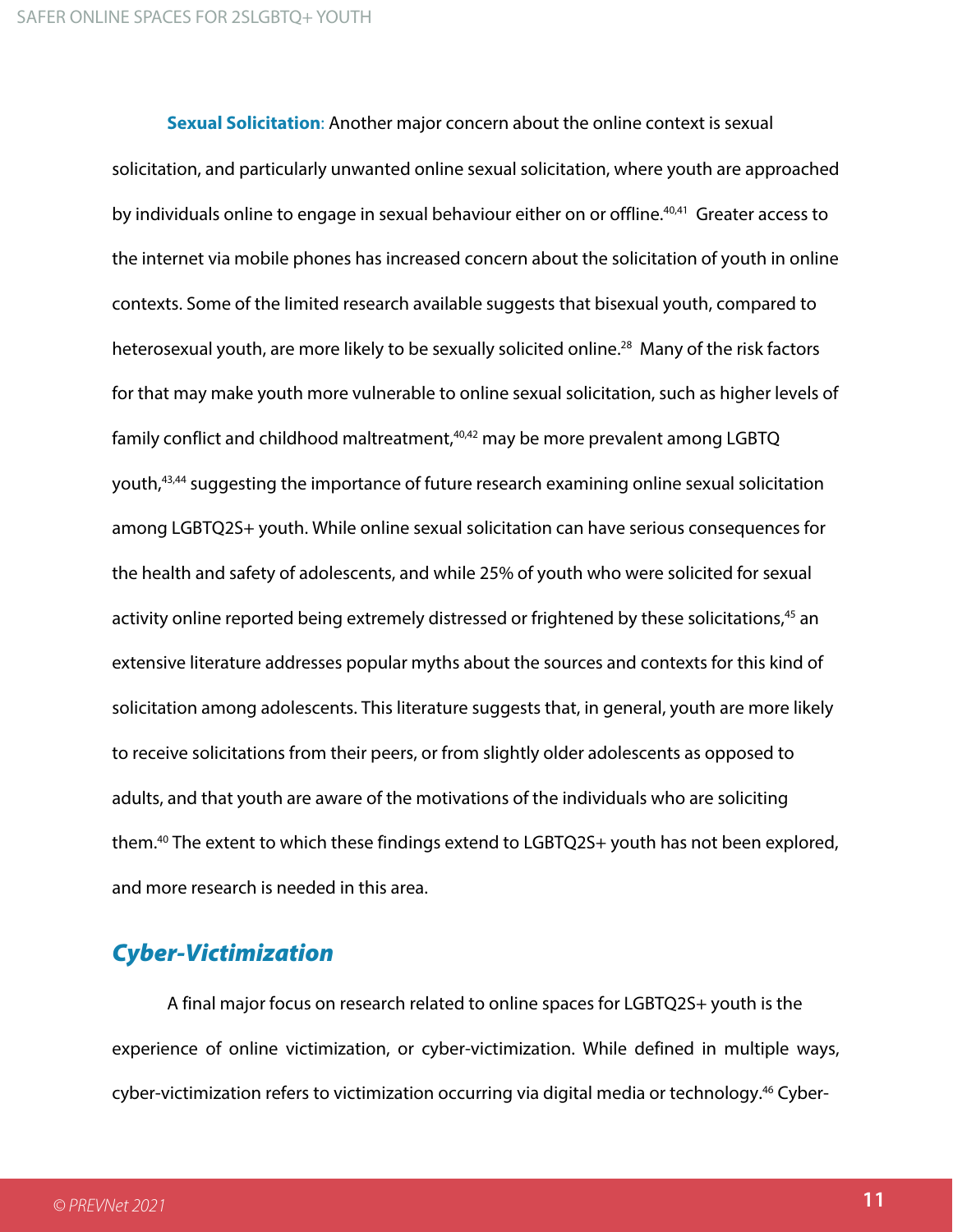**Sexual Solicitation**: Another major concern about the online context is sexual solicitation, and particularly unwanted online sexual solicitation, where youth are approached by individuals online to engage in sexual behaviour either on or offline.[40,41] Greater access to the internet via mobile phones has increased concern about the solicitation of youth in online contexts. Some of the limited research available suggests that bisexual youth, compared to heterosexual youth, are more likely to be sexually solicited online.[28] Many of the risk factors for that may make youth more vulnerable to online sexual solicitation, such as higher levels of family conflict and childhood maltreatment,[40,42] may be more prevalent among LGBTQ youth,[43,44] suggesting the importance of future research examining online sexual solicitation among LGBTQ2S+ youth. While online sexual solicitation can have serious consequences for the health and safety of adolescents, and while 25% of youth who were solicited for sexual activity online reported being extremely distressed or frightened by these solicitations,[45] an extensive literature addresses popular myths about the sources and contexts for this kind of solicitation among adolescents. This literature suggests that, in general, youth are more likely to receive solicitations from their peers, or from slightly older adolescents as opposed to adults, and that youth are aware of the motivations of the individuals who are soliciting them.[40] The extent to which these findings extend to LGBTQ2S+ youth has not been explored, and more research is needed in this area.

## *Cyber-Victimization*

A final major focus on research related to online spaces for LGBTQ2S+ youth is the experience of online victimization, or cyber-victimization. While defined in multiple ways, cyber-victimization refers to victimization occurring via digital media or technology.[46] Cyber-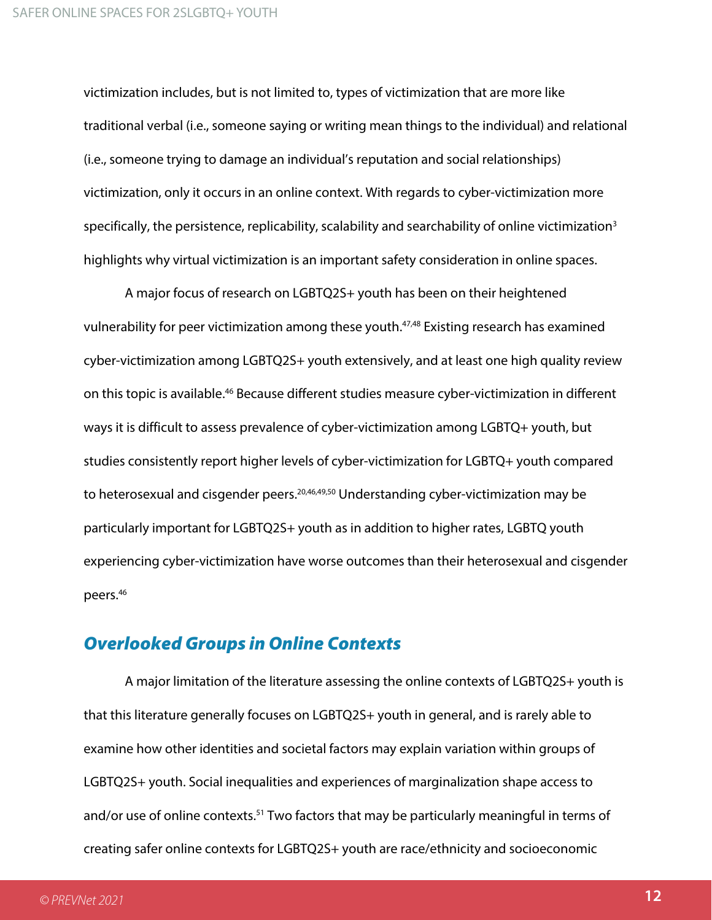victimization includes, but is not limited to, types of victimization that are more like traditional verbal (i.e., someone saying or writing mean things to the individual) and relational (i.e., someone trying to damage an individual's reputation and social relationships) victimization, only it occurs in an online context. With regards to cyber-victimization more specifically, the persistence, replicability, scalability and searchability of online victimization[3] highlights why virtual victimization is an important safety consideration in online spaces.

A major focus of research on LGBTQ2S+ youth has been on their heightened vulnerability for peer victimization among these youth.[47,48] Existing research has examined cyber-victimization among LGBTQ2S+ youth extensively, and at least one high quality review on this topic is available.[46] Because different studies measure cyber-victimization in different ways it is difficult to assess prevalence of cyber-victimization among LGBTQ+ youth, but studies consistently report higher levels of cyber-victimization for LGBTQ+ youth compared to heterosexual and cisgender peers.[20,46,49,50] Understanding cyber-victimization may be particularly important for LGBTQ2S+ youth as in addition to higher rates, LGBTQ youth experiencing cyber-victimization have worse outcomes than their heterosexual and cisgender peers.[46]

## *Overlooked Groups in Online Contexts*

A major limitation of the literature assessing the online contexts of LGBTQ2S+ youth is that this literature generally focuses on LGBTQ2S+ youth in general, and is rarely able to examine how other identities and societal factors may explain variation within groups of LGBTQ2S+ youth. Social inequalities and experiences of marginalization shape access to and/or use of online contexts.[51] Two factors that may be particularly meaningful in terms of creating safer online contexts for LGBTQ2S+ youth are race/ethnicity and socioeconomic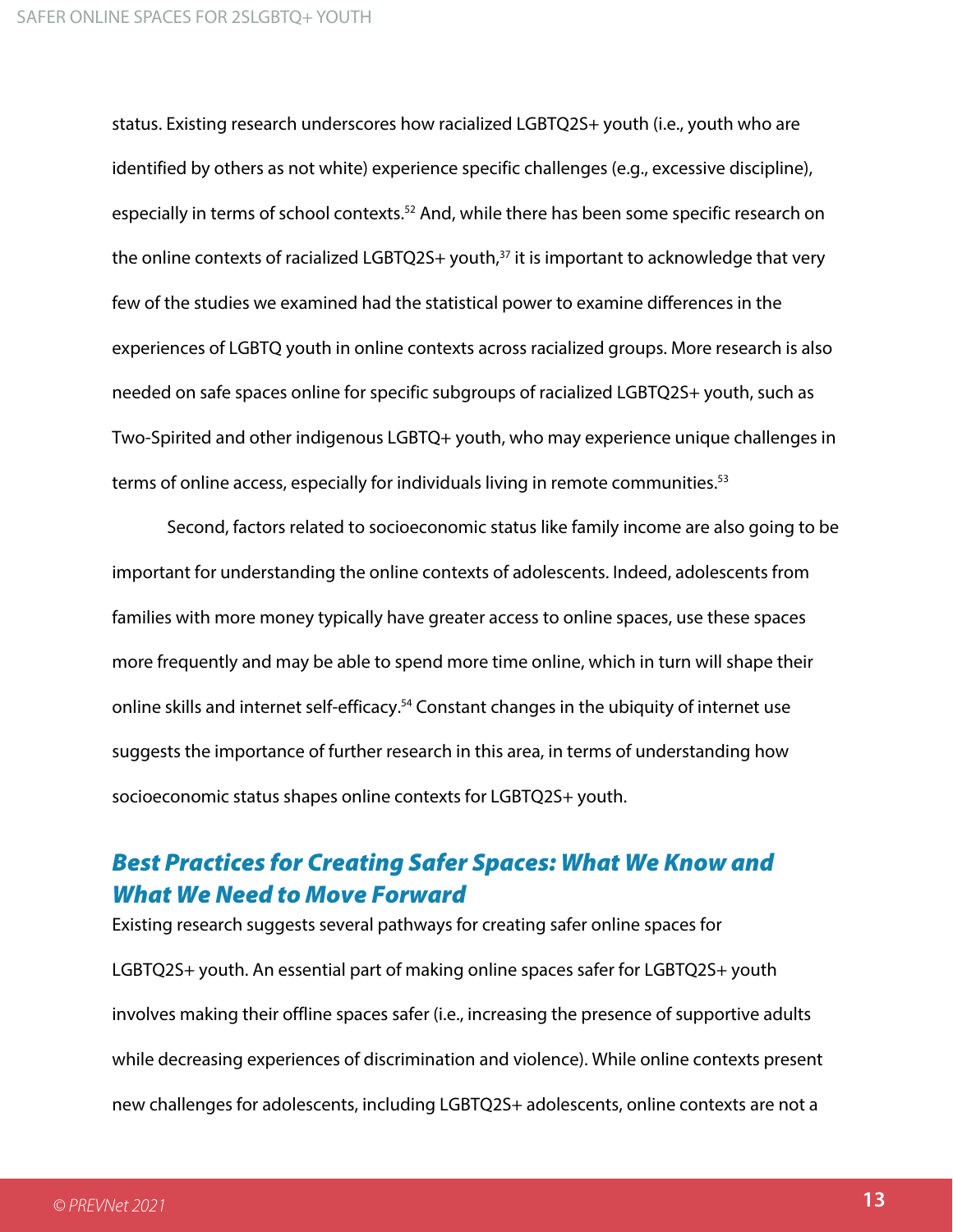status. Existing research underscores how racialized LGBTQ2S+ youth (i.e., youth who are identified by others as not white) experience specific challenges (e.g., excessive discipline), especially in terms of school contexts.[52] And, while there has been some specific research on the online contexts of racialized LGBTQ2S+ youth,[37] it is important to acknowledge that very few of the studies we examined had the statistical power to examine differences in the experiences of LGBTQ youth in online contexts across racialized groups. More research is also needed on safe spaces online for specific subgroups of racialized LGBTQ2S+ youth, such as Two-Spirited and other indigenous LGBTQ+ youth, who may experience unique challenges in terms of online access, especially for individuals living in remote communities.[53]

Second, factors related to socioeconomic status like family income are also going to be important for understanding the online contexts of adolescents. Indeed, adolescents from families with more money typically have greater access to online spaces, use these spaces more frequently and may be able to spend more time online, which in turn will shape their online skills and internet self-efficacy.[54] Constant changes in the ubiquity of internet use suggests the importance of further research in this area, in terms of understanding how socioeconomic status shapes online contexts for LGBTQ2S+ youth.

## *Best Practices for Creating Safer Spaces: What We Know and What We Need to Move Forward*

Existing research suggests several pathways for creating safer online spaces for LGBTQ2S+ youth. An essential part of making online spaces safer for LGBTQ2S+ youth involves making their offline spaces safer (i.e., increasing the presence of supportive adults while decreasing experiences of discrimination and violence). While online contexts present new challenges for adolescents, including LGBTQ2S+ adolescents, online contexts are not a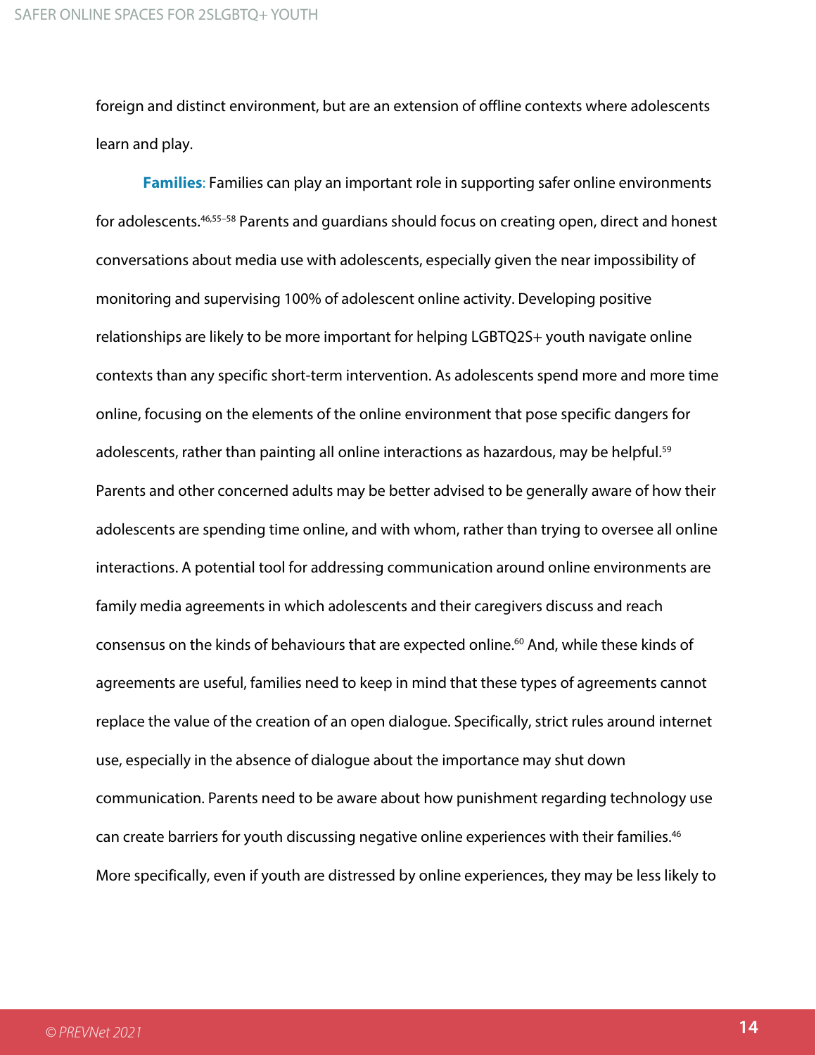foreign and distinct environment, but are an extension of offline contexts where adolescents learn and play.

**Families**: Families can play an important role in supporting safer online environments for adolescents.[46,55–58] Parents and guardians should focus on creating open, direct and honest conversations about media use with adolescents, especially given the near impossibility of monitoring and supervising 100% of adolescent online activity. Developing positive relationships are likely to be more important for helping LGBTQ2S+ youth navigate online contexts than any specific short-term intervention. As adolescents spend more and more time online, focusing on the elements of the online environment that pose specific dangers for adolescents, rather than painting all online interactions as hazardous, may be helpful.[59] Parents and other concerned adults may be better advised to be generally aware of how their adolescents are spending time online, and with whom, rather than trying to oversee all online interactions. A potential tool for addressing communication around online environments are family media agreements in which adolescents and their caregivers discuss and reach consensus on the kinds of behaviours that are expected online.[60] And, while these kinds of agreements are useful, families need to keep in mind that these types of agreements cannot replace the value of the creation of an open dialogue. Specifically, strict rules around internet use, especially in the absence of dialogue about the importance may shut down communication. Parents need to be aware about how punishment regarding technology use can create barriers for youth discussing negative online experiences with their families.[46] More specifically, even if youth are distressed by online experiences, they may be less likely to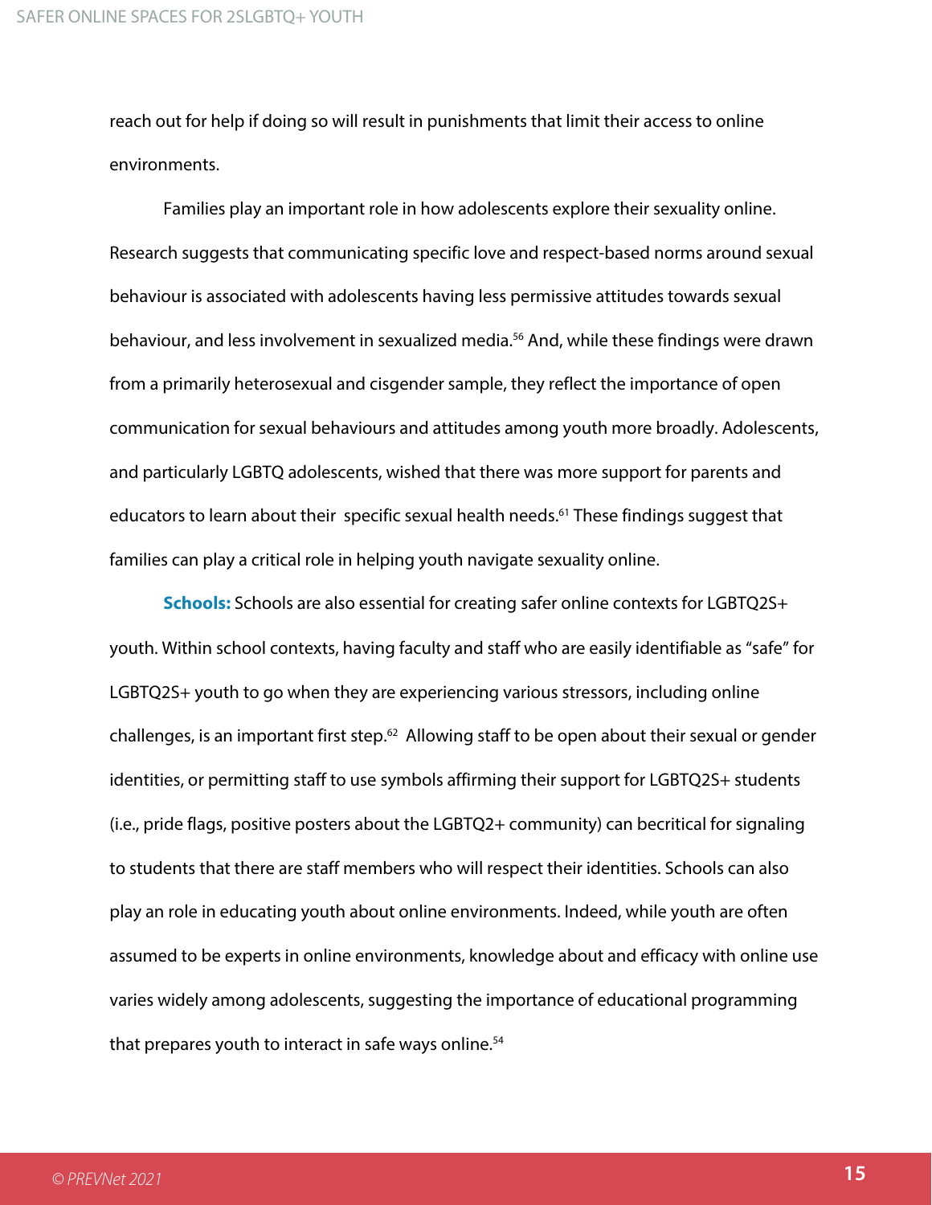reach out for help if doing so will result in punishments that limit their access to online environments.

Families play an important role in how adolescents explore their sexuality online. Research suggests that communicating specific love and respect-based norms around sexual behaviour is associated with adolescents having less permissive attitudes towards sexual behaviour, and less involvement in sexualized media.[56] And, while these findings were drawn from a primarily heterosexual and cisgender sample, they reflect the importance of open communication for sexual behaviours and attitudes among youth more broadly. Adolescents, and particularly LGBTQ adolescents, wished that there was more support for parents and educators to learn about their specific sexual health needs.[61] These findings suggest that families can play a critical role in helping youth navigate sexuality online.

**Schools:** Schools are also essential for creating safer online contexts for LGBTQ2S+ youth. Within school contexts, having faculty and staff who are easily identifiable as "safe" for LGBTQ2S+ youth to go when they are experiencing various stressors, including online challenges, is an important first step.[62] Allowing staff to be open about their sexual or gender identities, or permitting staff to use symbols affirming their support for LGBTQ2S+ students (i.e., pride flags, positive posters about the LGBTQ2+ community) can becritical for signaling to students that there are staff members who will respect their identities. Schools can also play an role in educating youth about online environments. Indeed, while youth are often assumed to be experts in online environments, knowledge about and efficacy with online use varies widely among adolescents, suggesting the importance of educational programming that prepares youth to interact in safe ways online.[54]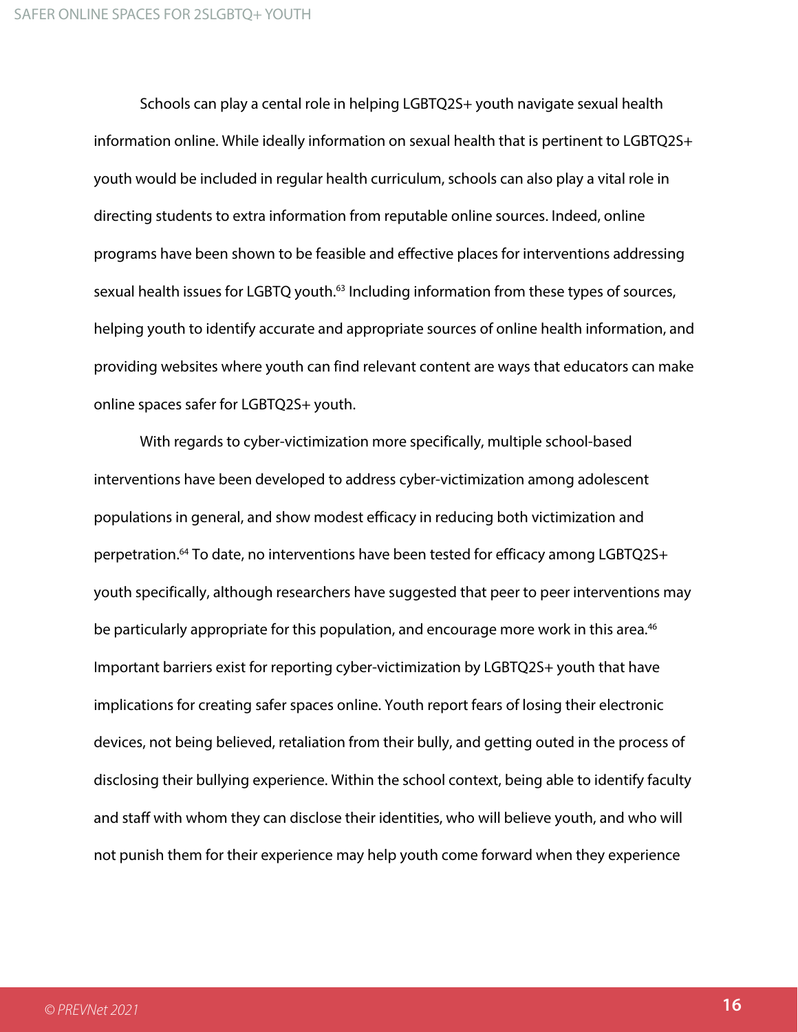Schools can play a cental role in helping LGBTQ2S+ youth navigate sexual health information online. While ideally information on sexual health that is pertinent to LGBTQ2S+ youth would be included in regular health curriculum, schools can also play a vital role in directing students to extra information from reputable online sources. Indeed, online programs have been shown to be feasible and effective places for interventions addressing sexual health issues for LGBTQ youth.[63] Including information from these types of sources, helping youth to identify accurate and appropriate sources of online health information, and providing websites where youth can find relevant content are ways that educators can make online spaces safer for LGBTQ2S+ youth.

With regards to cyber-victimization more specifically, multiple school-based interventions have been developed to address cyber-victimization among adolescent populations in general, and show modest efficacy in reducing both victimization and perpetration.[64] To date, no interventions have been tested for efficacy among LGBTQ2S+ youth specifically, although researchers have suggested that peer to peer interventions may be particularly appropriate for this population, and encourage more work in this area.[46] Important barriers exist for reporting cyber-victimization by LGBTQ2S+ youth that have implications for creating safer spaces online. Youth report fears of losing their electronic devices, not being believed, retaliation from their bully, and getting outed in the process of disclosing their bullying experience. Within the school context, being able to identify faculty and staff with whom they can disclose their identities, who will believe youth, and who will not punish them for their experience may help youth come forward when they experience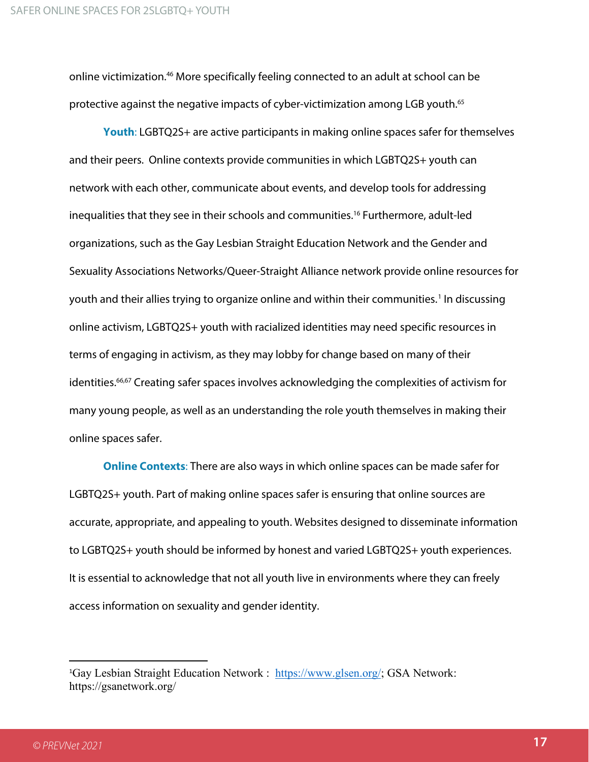online victimization.[46] More specifically feeling connected to an adult at school can be protective against the negative impacts of cyber-victimization among LGB youth.[65]

**Youth:** LGBTQ2S+ are active participants in making online spaces safer for themselves and their peers. Online contexts provide communities in which LGBTQ2S+ youth can network with each other, communicate about events, and develop tools for addressing inequalities that they see in their schools and communities.[16] Furthermore, adult-led organizations, such as the Gay Lesbian Straight Education Network and the Gender and Sexuality Associations Networks/Queer-Straight Alliance network provide online resources for youth and their allies trying to organize online and within their communities.[1] In discussing online activism, LGBTQ2S+ youth with racialized identities may need specific resources in terms of engaging in activism, as they may lobby for change based on many of their identities.[66,67] Creating safer spaces involves acknowledging the complexities of activism for many young people, as well as an understanding the role youth themselves in making their online spaces safer.

**Online Contexts:** There are also ways in which online spaces can be made safer for LGBTQ2S+ youth. Part of making online spaces safer is ensuring that online sources are accurate, appropriate, and appealing to youth. Websites designed to disseminate information to LGBTQ2S+ youth should be informed by honest and varied LGBTQ2S+ youth experiences. It is essential to acknowledge that not all youth live in environments where they can freely access information on sexuality and gender identity.

---

[1]Gay Lesbian Straight Education Network : https://www.glsen.org/; GSA Network: https://gsanetwork.org/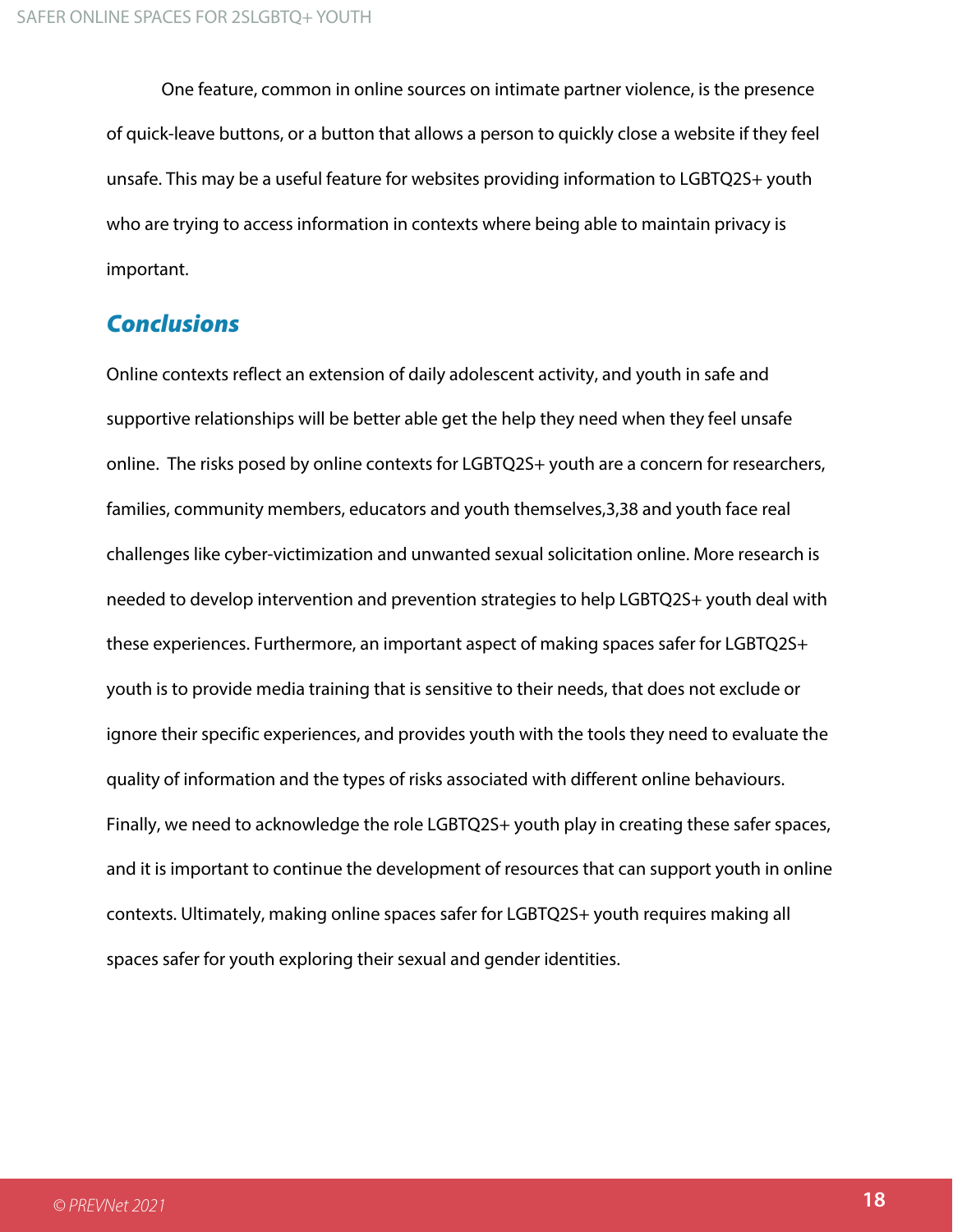One feature, common in online sources on intimate partner violence, is the presence of quick-leave buttons, or a button that allows a person to quickly close a website if they feel unsafe. This may be a useful feature for websites providing information to LGBTQ2S+ youth who are trying to access information in contexts where being able to maintain privacy is important.

## *Conclusions*

Online contexts reflect an extension of daily adolescent activity, and youth in safe and supportive relationships will be better able get the help they need when they feel unsafe online. The risks posed by online contexts for LGBTQ2S+ youth are a concern for researchers, families, community members, educators and youth themselves,[3,38] and youth face real challenges like cyber-victimization and unwanted sexual solicitation online. More research is needed to develop intervention and prevention strategies to help LGBTQ2S+ youth deal with these experiences. Furthermore, an important aspect of making spaces safer for LGBTQ2S+ youth is to provide media training that is sensitive to their needs, that does not exclude or ignore their specific experiences, and provides youth with the tools they need to evaluate the quality of information and the types of risks associated with different online behaviours. Finally, we need to acknowledge the role LGBTQ2S+ youth play in creating these safer spaces, and it is important to continue the development of resources that can support youth in online contexts. Ultimately, making online spaces safer for LGBTQ2S+ youth requires making all spaces safer for youth exploring their sexual and gender identities.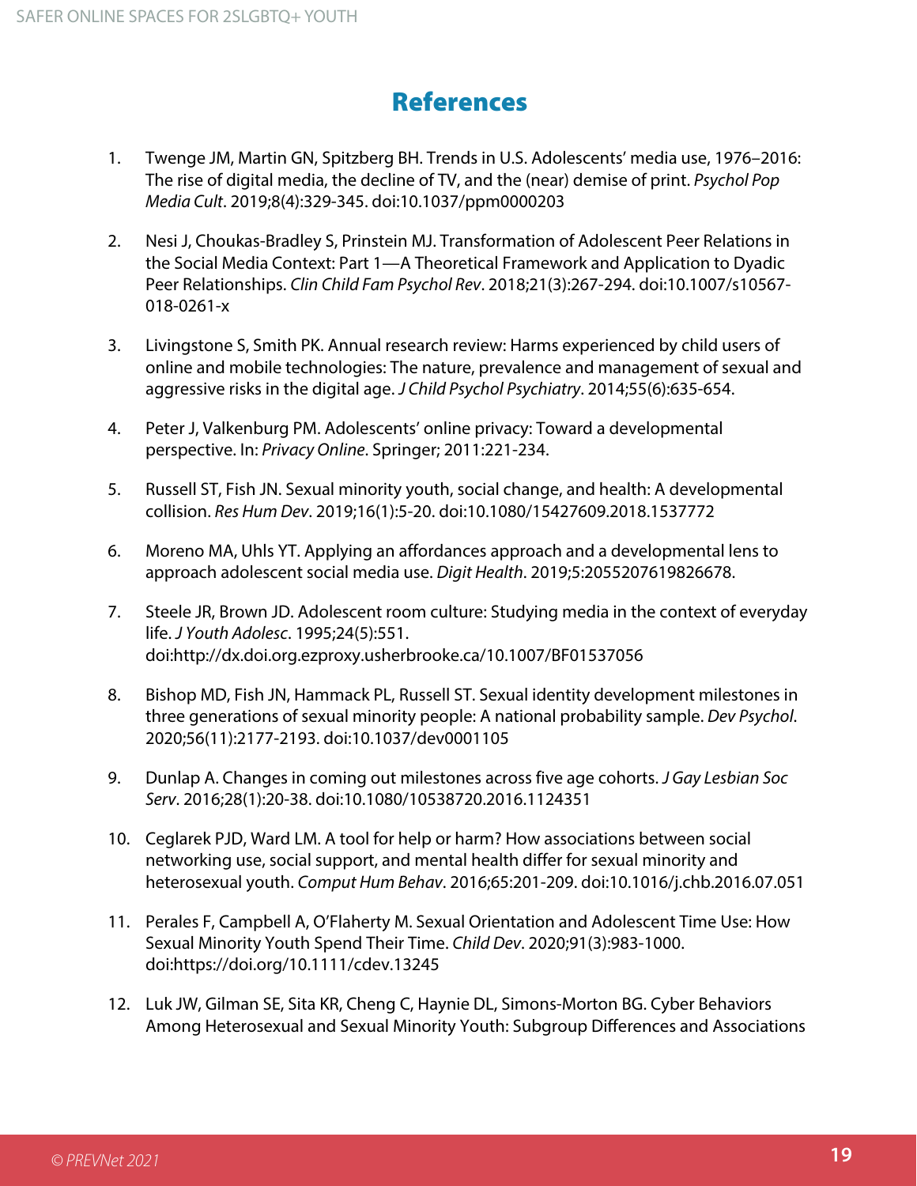# References

1. Twenge JM, Martin GN, Spitzberg BH. Trends in U.S. Adolescents' media use, 1976–2016: The rise of digital media, the decline of TV, and the (near) demise of print. *Psychol Pop Media Cult*. 2019;8(4):329-345. doi:10.1037/ppm0000203

2. Nesi J, Choukas-Bradley S, Prinstein MJ. Transformation of Adolescent Peer Relations in the Social Media Context: Part 1—A Theoretical Framework and Application to Dyadic Peer Relationships. *Clin Child Fam Psychol Rev*. 2018;21(3):267-294. doi:10.1007/s10567-018-0261-x

3. Livingstone S, Smith PK. Annual research review: Harms experienced by child users of online and mobile technologies: The nature, prevalence and management of sexual and aggressive risks in the digital age. *J Child Psychol Psychiatry*. 2014;55(6):635-654.

4. Peter J, Valkenburg PM. Adolescents' online privacy: Toward a developmental perspective. In: *Privacy Online*. Springer; 2011:221-234.

5. Russell ST, Fish JN. Sexual minority youth, social change, and health: A developmental collision. *Res Hum Dev*. 2019;16(1):5-20. doi:10.1080/15427609.2018.1537772

6. Moreno MA, Uhls YT. Applying an affordances approach and a developmental lens to approach adolescent social media use. *Digit Health*. 2019;5:2055207619826678.

7. Steele JR, Brown JD. Adolescent room culture: Studying media in the context of everyday life. *J Youth Adolesc*. 1995;24(5):551. doi:http://dx.doi.org.ezproxy.usherbrooke.ca/10.1007/BF01537056

8. Bishop MD, Fish JN, Hammack PL, Russell ST. Sexual identity development milestones in three generations of sexual minority people: A national probability sample. *Dev Psychol*. 2020;56(11):2177-2193. doi:10.1037/dev0001105

9. Dunlap A. Changes in coming out milestones across five age cohorts. *J Gay Lesbian Soc Serv*. 2016;28(1):20-38. doi:10.1080/10538720.2016.1124351

10. Ceglarek PJD, Ward LM. A tool for help or harm? How associations between social networking use, social support, and mental health differ for sexual minority and heterosexual youth. *Comput Hum Behav*. 2016;65:201-209. doi:10.1016/j.chb.2016.07.051

11. Perales F, Campbell A, O'Flaherty M. Sexual Orientation and Adolescent Time Use: How Sexual Minority Youth Spend Their Time. *Child Dev*. 2020;91(3):983-1000. doi:https://doi.org/10.1111/cdev.13245

12. Luk JW, Gilman SE, Sita KR, Cheng C, Haynie DL, Simons-Morton BG. Cyber Behaviors Among Heterosexual and Sexual Minority Youth: Subgroup Differences and Associations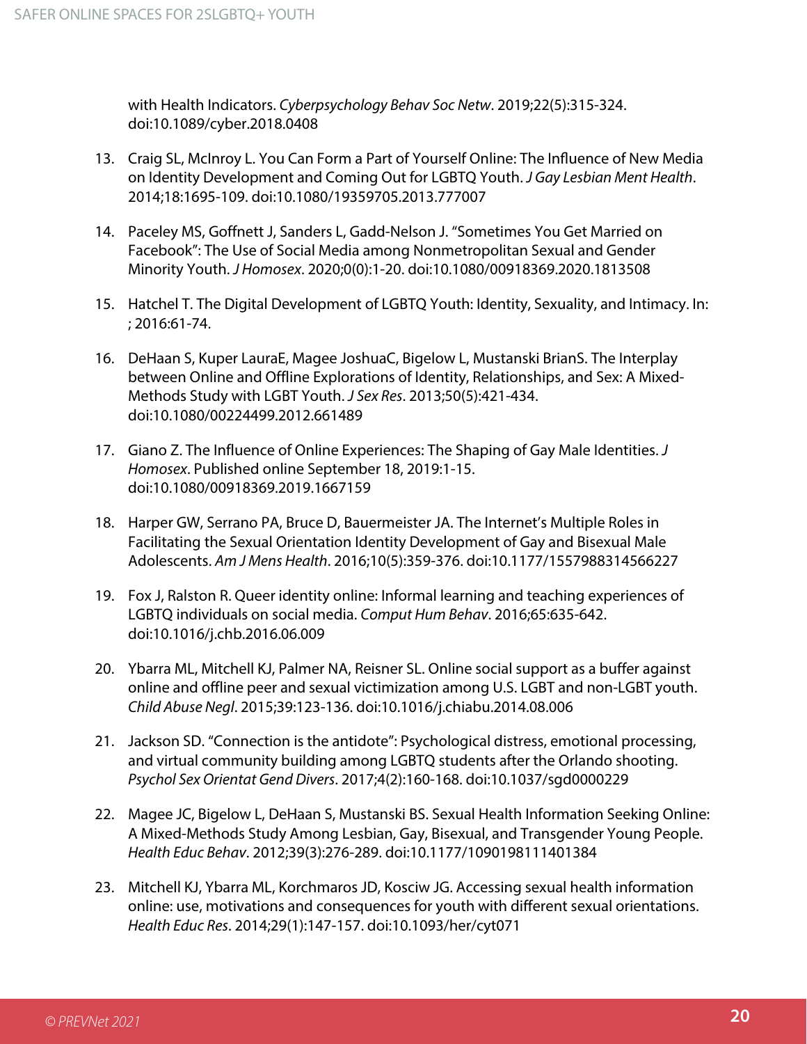with Health Indicators. *Cyberpsychology Behav Soc Netw*. 2019;22(5):315-324. doi:10.1089/cyber.2018.0408

13. Craig SL, McInroy L. You Can Form a Part of Yourself Online: The Influence of New Media on Identity Development and Coming Out for LGBTQ Youth. *J Gay Lesbian Ment Health*. 2014;18:1695-109. doi:10.1080/19359705.2013.777007

14. Paceley MS, Goffnett J, Sanders L, Gadd-Nelson J. "Sometimes You Get Married on Facebook": The Use of Social Media among Nonmetropolitan Sexual and Gender Minority Youth. *J Homosex*. 2020;0(0):1-20. doi:10.1080/00918369.2020.1813508

15. Hatchel T. The Digital Development of LGBTQ Youth: Identity, Sexuality, and Intimacy. In: ; 2016:61-74.

16. DeHaan S, Kuper LauraE, Magee JoshuaC, Bigelow L, Mustanski BrianS. The Interplay between Online and Offline Explorations of Identity, Relationships, and Sex: A Mixed-Methods Study with LGBT Youth. *J Sex Res*. 2013;50(5):421-434. doi:10.1080/00224499.2012.661489

17. Giano Z. The Influence of Online Experiences: The Shaping of Gay Male Identities. *J Homosex*. Published online September 18, 2019:1-15. doi:10.1080/00918369.2019.1667159

18. Harper GW, Serrano PA, Bruce D, Bauermeister JA. The Internet's Multiple Roles in Facilitating the Sexual Orientation Identity Development of Gay and Bisexual Male Adolescents. *Am J Mens Health*. 2016;10(5):359-376. doi:10.1177/1557988314566227

19. Fox J, Ralston R. Queer identity online: Informal learning and teaching experiences of LGBTQ individuals on social media. *Comput Hum Behav*. 2016;65:635-642. doi:10.1016/j.chb.2016.06.009

20. Ybarra ML, Mitchell KJ, Palmer NA, Reisner SL. Online social support as a buffer against online and offline peer and sexual victimization among U.S. LGBT and non-LGBT youth. *Child Abuse Negl*. 2015;39:123-136. doi:10.1016/j.chiabu.2014.08.006

21. Jackson SD. "Connection is the antidote": Psychological distress, emotional processing, and virtual community building among LGBTQ students after the Orlando shooting. *Psychol Sex Orientat Gend Divers*. 2017;4(2):160-168. doi:10.1037/sgd0000229

22. Magee JC, Bigelow L, DeHaan S, Mustanski BS. Sexual Health Information Seeking Online: A Mixed-Methods Study Among Lesbian, Gay, Bisexual, and Transgender Young People. *Health Educ Behav*. 2012;39(3):276-289. doi:10.1177/1090198111401384

23. Mitchell KJ, Ybarra ML, Korchmaros JD, Kosciw JG. Accessing sexual health information online: use, motivations and consequences for youth with different sexual orientations. *Health Educ Res*. 2014;29(1):147-157. doi:10.1093/her/cyt071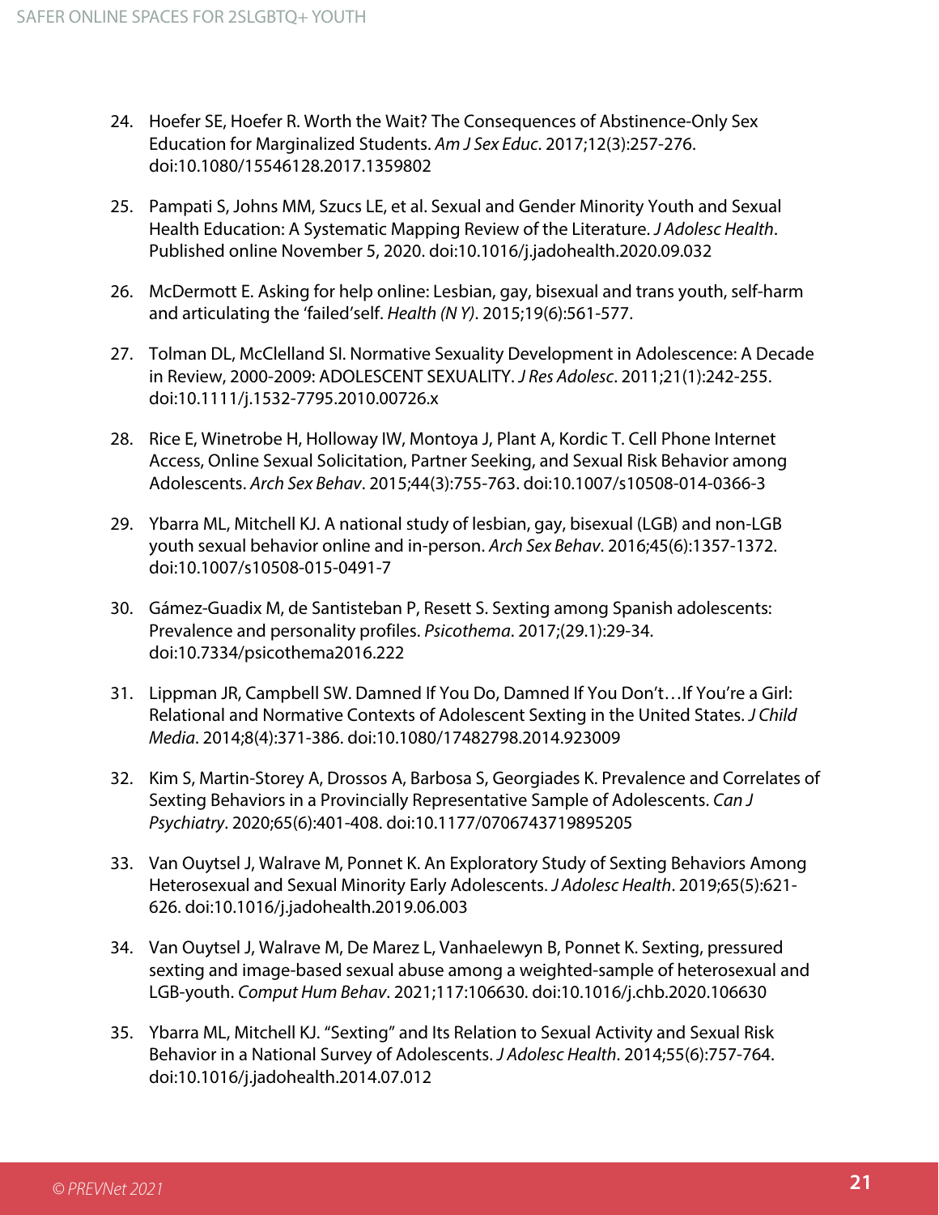24. Hoefer SE, Hoefer R. Worth the Wait? The Consequences of Abstinence-Only Sex Education for Marginalized Students. *Am J Sex Educ*. 2017;12(3):257-276. doi:10.1080/15546128.2017.1359802

25. Pampati S, Johns MM, Szucs LE, et al. Sexual and Gender Minority Youth and Sexual Health Education: A Systematic Mapping Review of the Literature. *J Adolesc Health*. Published online November 5, 2020. doi:10.1016/j.jadohealth.2020.09.032

26. McDermott E. Asking for help online: Lesbian, gay, bisexual and trans youth, self-harm and articulating the 'failed'self. *Health (N Y)*. 2015;19(6):561-577.

27. Tolman DL, McClelland SI. Normative Sexuality Development in Adolescence: A Decade in Review, 2000-2009: ADOLESCENT SEXUALITY. *J Res Adolesc*. 2011;21(1):242-255. doi:10.1111/j.1532-7795.2010.00726.x

28. Rice E, Winetrobe H, Holloway IW, Montoya J, Plant A, Kordic T. Cell Phone Internet Access, Online Sexual Solicitation, Partner Seeking, and Sexual Risk Behavior among Adolescents. *Arch Sex Behav*. 2015;44(3):755-763. doi:10.1007/s10508-014-0366-3

29. Ybarra ML, Mitchell KJ. A national study of lesbian, gay, bisexual (LGB) and non-LGB youth sexual behavior online and in-person. *Arch Sex Behav*. 2016;45(6):1357-1372. doi:10.1007/s10508-015-0491-7

30. Gámez-Guadix M, de Santisteban P, Resett S. Sexting among Spanish adolescents: Prevalence and personality profiles. *Psicothema*. 2017;(29.1):29-34. doi:10.7334/psicothema2016.222

31. Lippman JR, Campbell SW. Damned If You Do, Damned If You Don't…If You're a Girl: Relational and Normative Contexts of Adolescent Sexting in the United States. *J Child Media*. 2014;8(4):371-386. doi:10.1080/17482798.2014.923009

32. Kim S, Martin-Storey A, Drossos A, Barbosa S, Georgiades K. Prevalence and Correlates of Sexting Behaviors in a Provincially Representative Sample of Adolescents. *Can J Psychiatry*. 2020;65(6):401-408. doi:10.1177/0706743719895205

33. Van Ouytsel J, Walrave M, Ponnet K. An Exploratory Study of Sexting Behaviors Among Heterosexual and Sexual Minority Early Adolescents. *J Adolesc Health*. 2019;65(5):621-626. doi:10.1016/j.jadohealth.2019.06.003

34. Van Ouytsel J, Walrave M, De Marez L, Vanhaelewyn B, Ponnet K. Sexting, pressured sexting and image-based sexual abuse among a weighted-sample of heterosexual and LGB-youth. *Comput Hum Behav*. 2021;117:106630. doi:10.1016/j.chb.2020.106630

35. Ybarra ML, Mitchell KJ. "Sexting" and Its Relation to Sexual Activity and Sexual Risk Behavior in a National Survey of Adolescents. *J Adolesc Health*. 2014;55(6):757-764. doi:10.1016/j.jadohealth.2014.07.012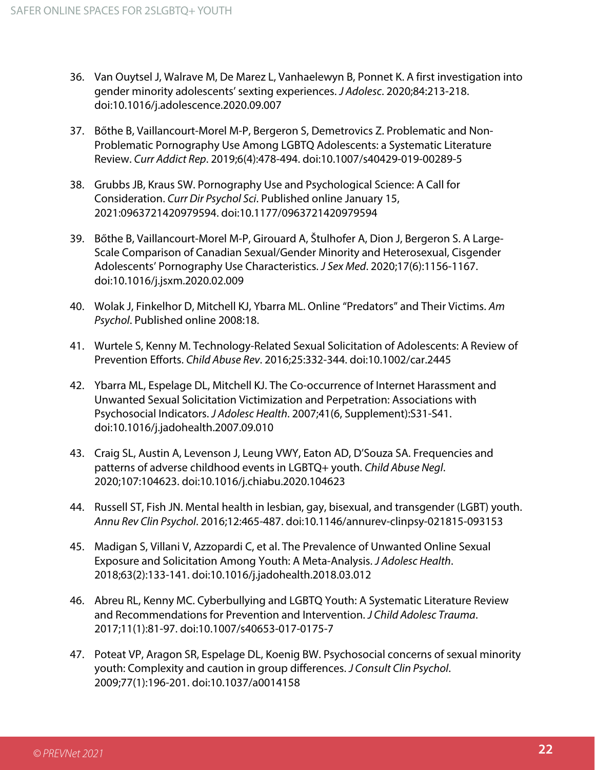36. Van Ouytsel J, Walrave M, De Marez L, Vanhaelewyn B, Ponnet K. A first investigation into gender minority adolescents' sexting experiences. *J Adolesc*. 2020;84:213-218. doi:10.1016/j.adolescence.2020.09.007

37. Bőthe B, Vaillancourt-Morel M-P, Bergeron S, Demetrovics Z. Problematic and Non-Problematic Pornography Use Among LGBTQ Adolescents: a Systematic Literature Review. *Curr Addict Rep*. 2019;6(4):478-494. doi:10.1007/s40429-019-00289-5

38. Grubbs JB, Kraus SW. Pornography Use and Psychological Science: A Call for Consideration. *Curr Dir Psychol Sci*. Published online January 15, 2021:0963721420979594. doi:10.1177/0963721420979594

39. Bőthe B, Vaillancourt-Morel M-P, Girouard A, Štulhofer A, Dion J, Bergeron S. A Large-Scale Comparison of Canadian Sexual/Gender Minority and Heterosexual, Cisgender Adolescents' Pornography Use Characteristics. *J Sex Med*. 2020;17(6):1156-1167. doi:10.1016/j.jsxm.2020.02.009

40. Wolak J, Finkelhor D, Mitchell KJ, Ybarra ML. Online "Predators" and Their Victims. *Am Psychol*. Published online 2008:18.

41. Wurtele S, Kenny M. Technology-Related Sexual Solicitation of Adolescents: A Review of Prevention Efforts. *Child Abuse Rev*. 2016;25:332-344. doi:10.1002/car.2445

42. Ybarra ML, Espelage DL, Mitchell KJ. The Co-occurrence of Internet Harassment and Unwanted Sexual Solicitation Victimization and Perpetration: Associations with Psychosocial Indicators. *J Adolesc Health*. 2007;41(6, Supplement):S31-S41. doi:10.1016/j.jadohealth.2007.09.010

43. Craig SL, Austin A, Levenson J, Leung VWY, Eaton AD, D'Souza SA. Frequencies and patterns of adverse childhood events in LGBTQ+ youth. *Child Abuse Negl*. 2020;107:104623. doi:10.1016/j.chiabu.2020.104623

44. Russell ST, Fish JN. Mental health in lesbian, gay, bisexual, and transgender (LGBT) youth. *Annu Rev Clin Psychol*. 2016;12:465-487. doi:10.1146/annurev-clinpsy-021815-093153

45. Madigan S, Villani V, Azzopardi C, et al. The Prevalence of Unwanted Online Sexual Exposure and Solicitation Among Youth: A Meta-Analysis. *J Adolesc Health*. 2018;63(2):133-141. doi:10.1016/j.jadohealth.2018.03.012

46. Abreu RL, Kenny MC. Cyberbullying and LGBTQ Youth: A Systematic Literature Review and Recommendations for Prevention and Intervention. *J Child Adolesc Trauma*. 2017;11(1):81-97. doi:10.1007/s40653-017-0175-7

47. Poteat VP, Aragon SR, Espelage DL, Koenig BW. Psychosocial concerns of sexual minority youth: Complexity and caution in group differences. *J Consult Clin Psychol*. 2009;77(1):196-201. doi:10.1037/a0014158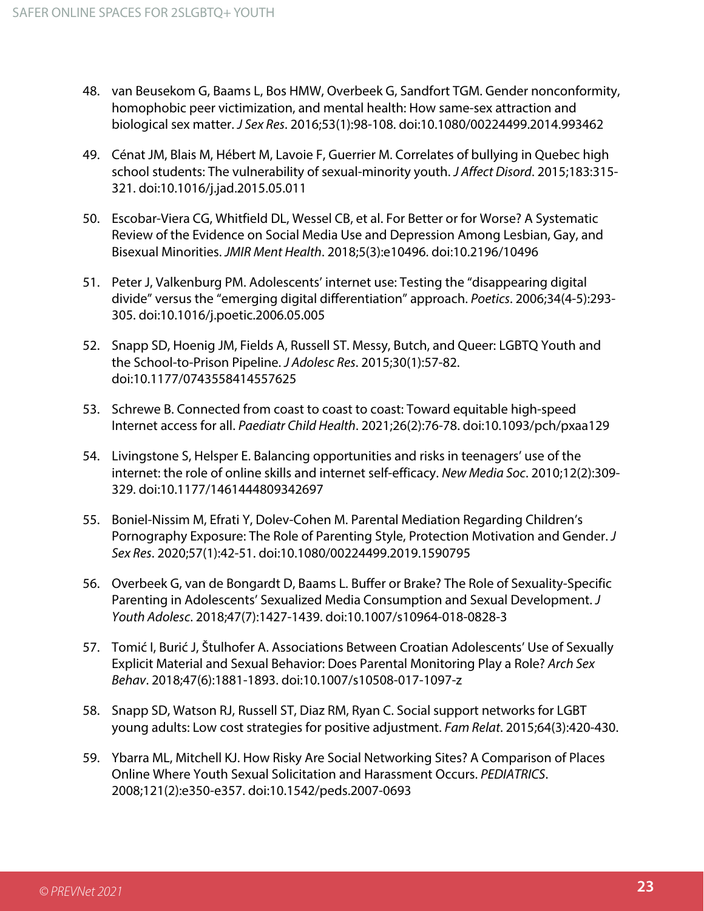48. van Beusekom G, Baams L, Bos HMW, Overbeek G, Sandfort TGM. Gender nonconformity, homophobic peer victimization, and mental health: How same-sex attraction and biological sex matter. *J Sex Res*. 2016;53(1):98-108. doi:10.1080/00224499.2014.993462

49. Cénat JM, Blais M, Hébert M, Lavoie F, Guerrier M. Correlates of bullying in Quebec high school students: The vulnerability of sexual-minority youth. *J Affect Disord*. 2015;183:315-321. doi:10.1016/j.jad.2015.05.011

50. Escobar-Viera CG, Whitfield DL, Wessel CB, et al. For Better or for Worse? A Systematic Review of the Evidence on Social Media Use and Depression Among Lesbian, Gay, and Bisexual Minorities. *JMIR Ment Health*. 2018;5(3):e10496. doi:10.2196/10496

51. Peter J, Valkenburg PM. Adolescents' internet use: Testing the "disappearing digital divide" versus the "emerging digital differentiation" approach. *Poetics*. 2006;34(4-5):293-305. doi:10.1016/j.poetic.2006.05.005

52. Snapp SD, Hoenig JM, Fields A, Russell ST. Messy, Butch, and Queer: LGBTQ Youth and the School-to-Prison Pipeline. *J Adolesc Res*. 2015;30(1):57-82. doi:10.1177/0743558414557625

53. Schrewe B. Connected from coast to coast to coast: Toward equitable high-speed Internet access for all. *Paediatr Child Health*. 2021;26(2):76-78. doi:10.1093/pch/pxaa129

54. Livingstone S, Helsper E. Balancing opportunities and risks in teenagers' use of the internet: the role of online skills and internet self-efficacy. *New Media Soc*. 2010;12(2):309-329. doi:10.1177/1461444809342697

55. Boniel-Nissim M, Efrati Y, Dolev-Cohen M. Parental Mediation Regarding Children's Pornography Exposure: The Role of Parenting Style, Protection Motivation and Gender. *J Sex Res*. 2020;57(1):42-51. doi:10.1080/00224499.2019.1590795

56. Overbeek G, van de Bongardt D, Baams L. Buffer or Brake? The Role of Sexuality-Specific Parenting in Adolescents' Sexualized Media Consumption and Sexual Development. *J Youth Adolesc*. 2018;47(7):1427-1439. doi:10.1007/s10964-018-0828-3

57. Tomić I, Burić J, Štulhofer A. Associations Between Croatian Adolescents' Use of Sexually Explicit Material and Sexual Behavior: Does Parental Monitoring Play a Role? *Arch Sex Behav*. 2018;47(6):1881-1893. doi:10.1007/s10508-017-1097-z

58. Snapp SD, Watson RJ, Russell ST, Diaz RM, Ryan C. Social support networks for LGBT young adults: Low cost strategies for positive adjustment. *Fam Relat*. 2015;64(3):420-430.

59. Ybarra ML, Mitchell KJ. How Risky Are Social Networking Sites? A Comparison of Places Online Where Youth Sexual Solicitation and Harassment Occurs. *PEDIATRICS*. 2008;121(2):e350-e357. doi:10.1542/peds.2007-0693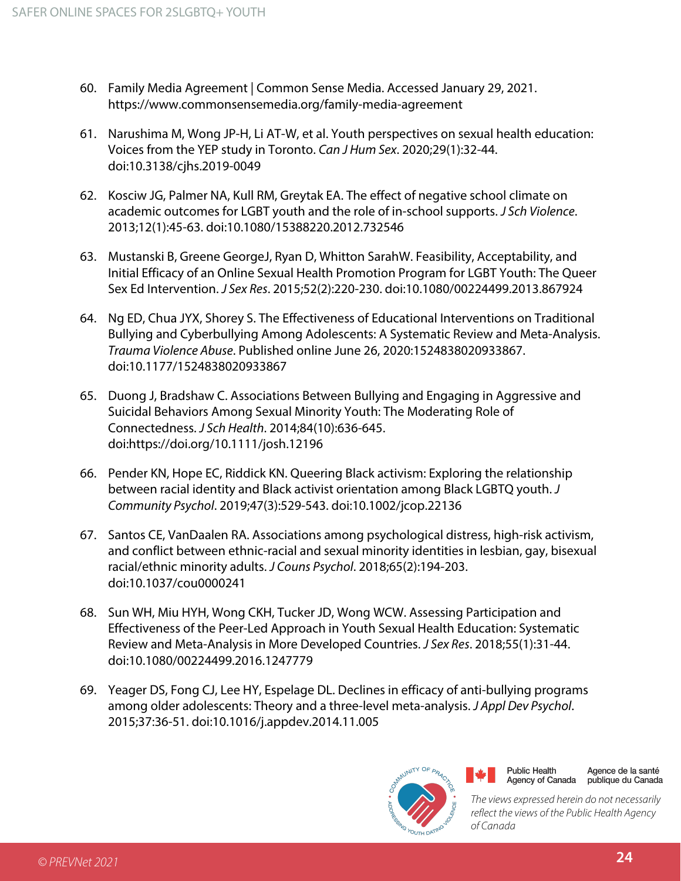60. Family Media Agreement | Common Sense Media. Accessed January 29, 2021. https://www.commonsensemedia.org/family-media-agreement

61. Narushima M, Wong JP-H, Li AT-W, et al. Youth perspectives on sexual health education: Voices from the YEP study in Toronto. *Can J Hum Sex*. 2020;29(1):32-44. doi:10.3138/cjhs.2019-0049

62. Kosciw JG, Palmer NA, Kull RM, Greytak EA. The effect of negative school climate on academic outcomes for LGBT youth and the role of in-school supports. *J Sch Violence*. 2013;12(1):45-63. doi:10.1080/15388220.2012.732546

63. Mustanski B, Greene GeorgeJ, Ryan D, Whitton SarahW. Feasibility, Acceptability, and Initial Efficacy of an Online Sexual Health Promotion Program for LGBT Youth: The Queer Sex Ed Intervention. *J Sex Res*. 2015;52(2):220-230. doi:10.1080/00224499.2013.867924

64. Ng ED, Chua JYX, Shorey S. The Effectiveness of Educational Interventions on Traditional Bullying and Cyberbullying Among Adolescents: A Systematic Review and Meta-Analysis. *Trauma Violence Abuse*. Published online June 26, 2020:1524838020933867. doi:10.1177/1524838020933867

65. Duong J, Bradshaw C. Associations Between Bullying and Engaging in Aggressive and Suicidal Behaviors Among Sexual Minority Youth: The Moderating Role of Connectedness. *J Sch Health*. 2014;84(10):636-645. doi:https://doi.org/10.1111/josh.12196

66. Pender KN, Hope EC, Riddick KN. Queering Black activism: Exploring the relationship between racial identity and Black activist orientation among Black LGBTQ youth. *J Community Psychol*. 2019;47(3):529-543. doi:10.1002/jcop.22136

67. Santos CE, VanDaalen RA. Associations among psychological distress, high-risk activism, and conflict between ethnic-racial and sexual minority identities in lesbian, gay, bisexual racial/ethnic minority adults. *J Couns Psychol*. 2018;65(2):194-203. doi:10.1037/cou0000241

68. Sun WH, Miu HYH, Wong CKH, Tucker JD, Wong WCW. Assessing Participation and Effectiveness of the Peer-Led Approach in Youth Sexual Health Education: Systematic Review and Meta-Analysis in More Developed Countries. *J Sex Res*. 2018;55(1):31-44. doi:10.1080/00224499.2016.1247779

69. Yeager DS, Fong CJ, Lee HY, Espelage DL. Declines in efficacy of anti-bullying programs among older adolescents: Theory and a three-level meta-analysis. *J Appl Dev Psychol*. 2015;37:36-51. doi:10.1016/j.appdev.2014.11.005

Public Health Agency of Canada / Agence de la santé publique du Canada

*The views expressed herein do not necessarily reflect the views of the Public Health Agency of Canada*

*© PREVNet 2021*